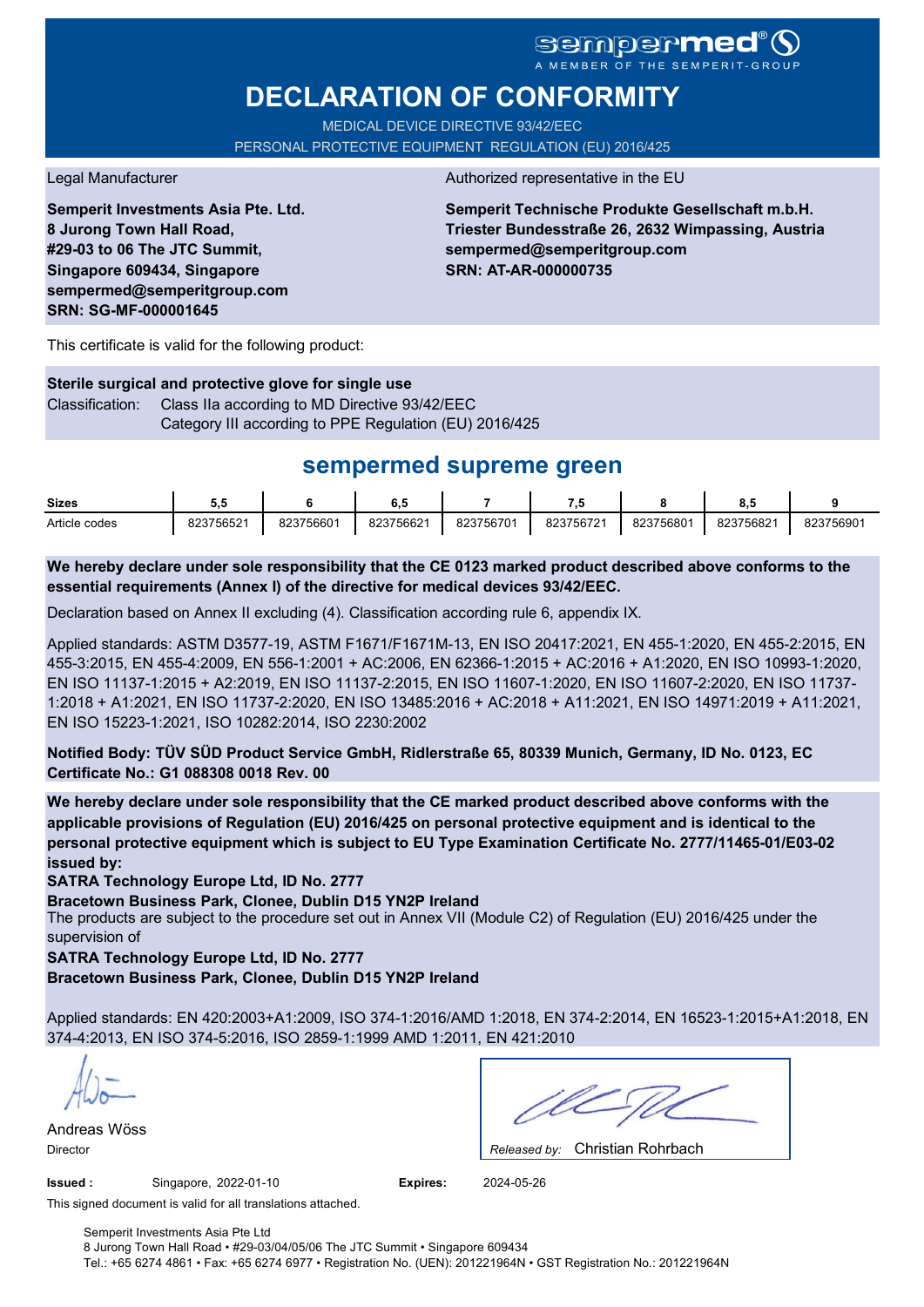sempermed®
A MEMBER OF THE SEMPERIT-GROUP

# DECLARATION OF CONFORMITY

MEDICAL DEVICE DIRECTIVE 93/42/EEC
PERSONAL PROTECTIVE EQUIPMENT REGULATION (EU) 2016/425

Legal Manufacturer

**Semperit Investments Asia Pte. Ltd.**
**8 Jurong Town Hall Road,**
**#29-03 to 06 The JTC Summit,**
**Singapore 609434, Singapore**
**sempermed@semperitgroup.com**
**SRN: SG-MF-000001645**

Authorized representative in the EU

**Semperit Technische Produkte Gesellschaft m.b.H.**
**Triester Bundesstraße 26, 2632 Wimpassing, Austria**
**sempermed@semperitgroup.com**
**SRN: AT-AR-000000735**

This certificate is valid for the following product:

**Sterile surgical and protective glove for single use**

Classification: Class IIa according to MD Directive 93/42/EEC
Category III according to PPE Regulation (EU) 2016/425

## sempermed supreme green

| Sizes | 5,5 | 6 | 6,5 | 7 | 7,5 | 8 | 8,5 | 9 |
|---|---|---|---|---|---|---|---|---|
| Article codes | 823756521 | 823756601 | 823756621 | 823756701 | 823756721 | 823756801 | 823756821 | 823756901 |

**We hereby declare under sole responsibility that the CE 0123 marked product described above conforms to the essential requirements (Annex I) of the directive for medical devices 93/42/EEC.**

Declaration based on Annex II excluding (4). Classification according rule 6, appendix IX.

Applied standards: ASTM D3577-19, ASTM F1671/F1671M-13, EN ISO 20417:2021, EN 455-1:2020, EN 455-2:2015, EN 455-3:2015, EN 455-4:2009, EN 556-1:2001 + AC:2006, EN 62366-1:2015 + AC:2016 + A1:2020, EN ISO 10993-1:2020, EN ISO 11137-1:2015 + A2:2019, EN ISO 11137-2:2015, EN ISO 11607-1:2020, EN ISO 11607-2:2020, EN ISO 11737-1:2018 + A1:2021, EN ISO 11737-2:2020, EN ISO 13485:2016 + AC:2018 + A11:2021, EN ISO 14971:2019 + A11:2021, EN ISO 15223-1:2021, ISO 10282:2014, ISO 2230:2002

**Notified Body: TÜV SÜD Product Service GmbH, Ridlerstraße 65, 80339 Munich, Germany, ID No. 0123, EC Certificate No.: G1 088308 0018 Rev. 00**

**We hereby declare under sole responsibility that the CE marked product described above conforms with the applicable provisions of Regulation (EU) 2016/425 on personal protective equipment and is identical to the personal protective equipment which is subject to EU Type Examination Certificate No. 2777/11465-01/E03-02 issued by:**

**SATRA Technology Europe Ltd, ID No. 2777**
**Bracetown Business Park, Clonee, Dublin D15 YN2P Ireland**

The products are subject to the procedure set out in Annex VII (Module C2) of Regulation (EU) 2016/425 under the supervision of

**SATRA Technology Europe Ltd, ID No. 2777**
**Bracetown Business Park, Clonee, Dublin D15 YN2P Ireland**

Applied standards: EN 420:2003+A1:2009, ISO 374-1:2016/AMD 1:2018, EN 374-2:2014, EN 16523-1:2015+A1:2018, EN 374-4:2013, EN ISO 374-5:2016, ISO 2859-1:1999 AMD 1:2011, EN 421:2010

Andreas Wöss
Director

*Released by:* Christian Rohrbach

**Issued :** Singapore, 2022-01-10 **Expires:** 2024-05-26

This signed document is valid for all translations attached.

Semperit Investments Asia Pte Ltd
8 Jurong Town Hall Road • #29-03/04/05/06 The JTC Summit • Singapore 609434
Tel.: +65 6274 4861 • Fax: +65 6274 6977 • Registration No. (UEN): 201221964N • GST Registration No.: 201221964N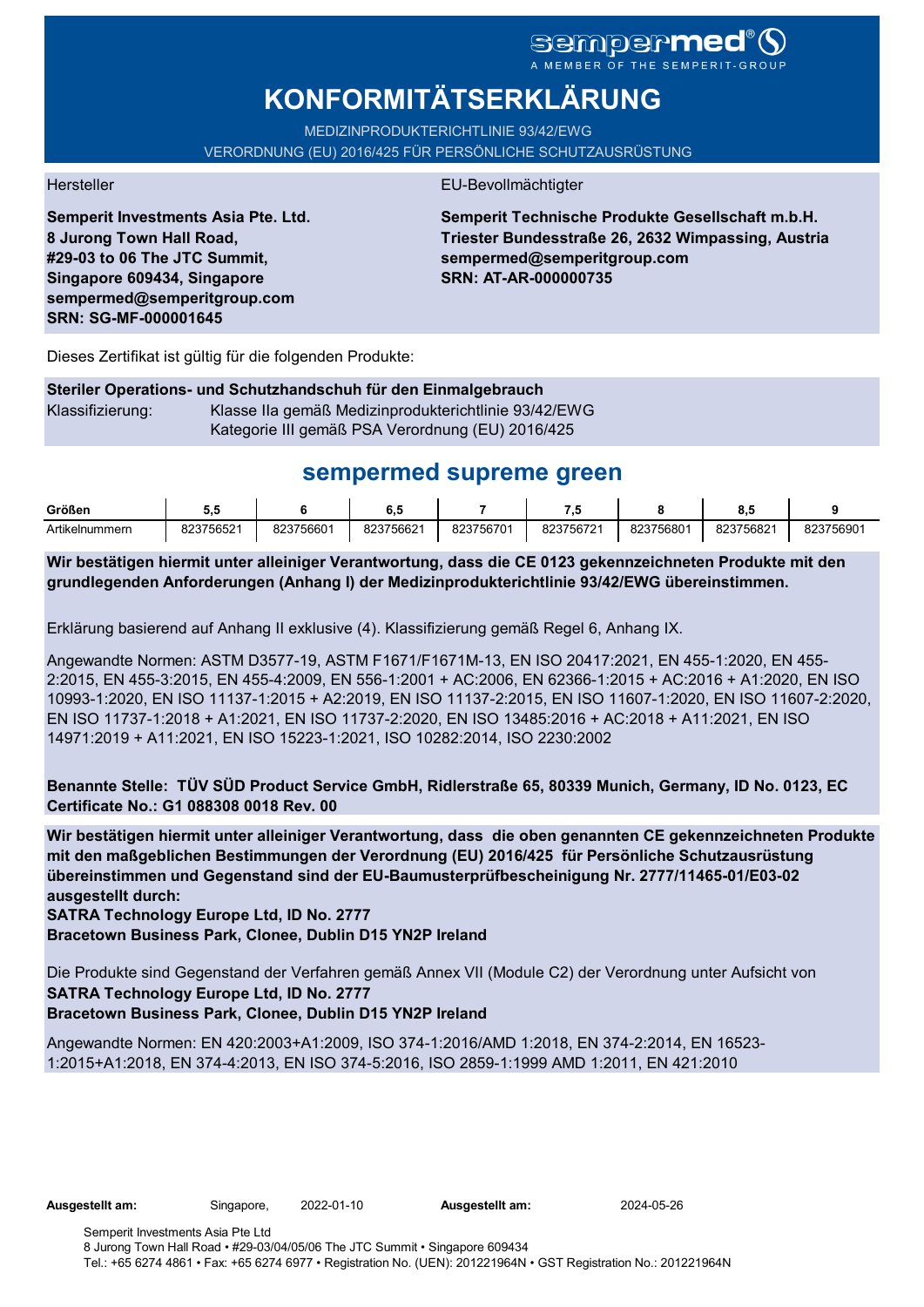sempermed®
A MEMBER OF THE SEMPERIT-GROUP

# KONFORMITÄTSERKLÄRUNG

MEDIZINPRODUKTERICHTLINIE 93/42/EWG
VERORDNUNG (EU) 2016/425 FÜR PERSÖNLICHE SCHUTZAUSRÜSTUNG

Hersteller

**Semperit Investments Asia Pte. Ltd.**
**8 Jurong Town Hall Road,**
**#29-03 to 06 The JTC Summit,**
**Singapore 609434, Singapore**
**sempermed@semperitgroup.com**
**SRN: SG-MF-000001645**

EU-Bevollmächtigter

**Semperit Technische Produkte Gesellschaft m.b.H.**
**Triester Bundesstraße 26, 2632 Wimpassing, Austria**
**sempermed@semperitgroup.com**
**SRN: AT-AR-000000735**

Dieses Zertifikat ist gültig für die folgenden Produkte:

**Steriler Operations- und Schutzhandschuh für den Einmalgebrauch**

Klassifizierung: Klasse IIa gemäß Medizinprodukterichtlinie 93/42/EWG
Kategorie III gemäß PSA Verordnung (EU) 2016/425

## sempermed supreme green

| Größen | 5,5 | 6 | 6,5 | 7 | 7,5 | 8 | 8,5 | 9 |
|---|---|---|---|---|---|---|---|---|
| Artikelnummern | 823756521 | 823756601 | 823756621 | 823756701 | 823756721 | 823756801 | 823756821 | 823756901 |

**Wir bestätigen hiermit unter alleiniger Verantwortung, dass die CE 0123 gekennzeichneten Produkte mit den grundlegenden Anforderungen (Anhang I) der Medizinprodukterichtlinie 93/42/EWG übereinstimmen.**

Erklärung basierend auf Anhang II exklusive (4). Klassifizierung gemäß Regel 6, Anhang IX.

Angewandte Normen: ASTM D3577-19, ASTM F1671/F1671M-13, EN ISO 20417:2021, EN 455-1:2020, EN 455-2:2015, EN 455-3:2015, EN 455-4:2009, EN 556-1:2001 + AC:2006, EN 62366-1:2015 + AC:2016 + A1:2020, EN ISO 10993-1:2020, EN ISO 11137-1:2015 + A2:2019, EN ISO 11137-2:2015, EN ISO 11607-1:2020, EN ISO 11607-2:2020, EN ISO 11737-1:2018 + A1:2021, EN ISO 11737-2:2020, EN ISO 13485:2016 + AC:2018 + A11:2021, EN ISO 14971:2019 + A11:2021, EN ISO 15223-1:2021, ISO 10282:2014, ISO 2230:2002

**Benannte Stelle: TÜV SÜD Product Service GmbH, Ridlerstraße 65, 80339 Munich, Germany, ID No. 0123, EC Certificate No.: G1 088308 0018 Rev. 00**

**Wir bestätigen hiermit unter alleiniger Verantwortung, dass die oben genannten CE gekennzeichneten Produkte mit den maßgeblichen Bestimmungen der Verordnung (EU) 2016/425 für Persönliche Schutzausrüstung übereinstimmen und Gegenstand sind der EU-Baumusterprüfbescheinigung Nr. 2777/11465-01/E03-02 ausgestellt durch:**
**SATRA Technology Europe Ltd, ID No. 2777**
**Bracetown Business Park, Clonee, Dublin D15 YN2P Ireland**

Die Produkte sind Gegenstand der Verfahren gemäß Annex VII (Module C2) der Verordnung unter Aufsicht von
**SATRA Technology Europe Ltd, ID No. 2777**
**Bracetown Business Park, Clonee, Dublin D15 YN2P Ireland**

Angewandte Normen: EN 420:2003+A1:2009, ISO 374-1:2016/AMD 1:2018, EN 374-2:2014, EN 16523-1:2015+A1:2018, EN 374-4:2013, EN ISO 374-5:2016, ISO 2859-1:1999 AMD 1:2011, EN 421:2010

**Ausgestellt am:** Singapore, 2022-01-10 **Ausgestellt am:** 2024-05-26

Semperit Investments Asia Pte Ltd
8 Jurong Town Hall Road • #29-03/04/05/06 The JTC Summit • Singapore 609434
Tel.: +65 6274 4861 • Fax: +65 6274 6977 • Registration No. (UEN): 201221964N • GST Registration No.: 201221964N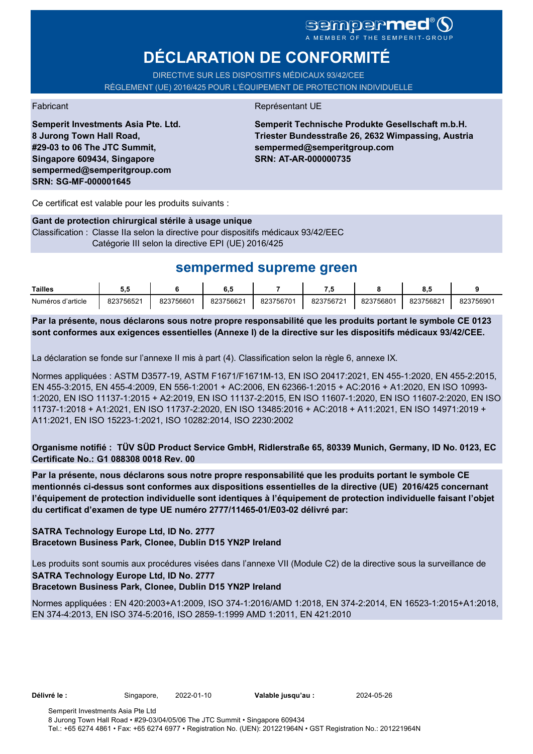sempermed®
A MEMBER OF THE SEMPERIT-GROUP

# DÉCLARATION DE CONFORMITÉ

DIRECTIVE SUR LES DISPOSITIFS MÉDICAUX 93/42/CEE
RÈGLEMENT (UE) 2016/425 POUR L'ÉQUIPEMENT DE PROTECTION INDIVIDUELLE

Fabricant

**Semperit Investments Asia Pte. Ltd.**
**8 Jurong Town Hall Road,**
**#29-03 to 06 The JTC Summit,**
**Singapore 609434, Singapore**
**sempermed@semperitgroup.com**
**SRN: SG-MF-000001645**

Représentant UE

**Semperit Technische Produkte Gesellschaft m.b.H.**
**Triester Bundesstraße 26, 2632 Wimpassing, Austria**
**sempermed@semperitgroup.com**
**SRN: AT-AR-000000735**

Ce certificat est valable pour les produits suivants :

**Gant de protection chirurgical stérile à usage unique**
Classification : Classe IIa selon la directive pour dispositifs médicaux 93/42/EEC
Catégorie III selon la directive EPI (UE) 2016/425

## sempermed supreme green

| Tailles | 5,5 | 6 | 6,5 | 7 | 7,5 | 8 | 8,5 | 9 |
|---|---|---|---|---|---|---|---|---|
| Numéros d'article | 823756521 | 823756601 | 823756621 | 823756701 | 823756721 | 823756801 | 823756821 | 823756901 |

**Par la présente, nous déclarons sous notre propre responsabilité que les produits portant le symbole CE 0123 sont conformes aux exigences essentielles (Annexe I) de la directive sur les dispositifs médicaux 93/42/CEE.**

La déclaration se fonde sur l'annexe II mis à part (4). Classification selon la règle 6, annexe IX.

Normes appliquées : ASTM D3577-19, ASTM F1671/F1671M-13, EN ISO 20417:2021, EN 455-1:2020, EN 455-2:2015, EN 455-3:2015, EN 455-4:2009, EN 556-1:2001 + AC:2006, EN 62366-1:2015 + AC:2016 + A1:2020, EN ISO 10993-1:2020, EN ISO 11137-1:2015 + A2:2019, EN ISO 11137-2:2015, EN ISO 11607-1:2020, EN ISO 11607-2:2020, EN ISO 11737-1:2018 + A1:2021, EN ISO 11737-2:2020, EN ISO 13485:2016 + AC:2018 + A11:2021, EN ISO 14971:2019 + A11:2021, EN ISO 15223-1:2021, ISO 10282:2014, ISO 2230:2002

**Organisme notifié : TÜV SÜD Product Service GmbH, Ridlerstraße 65, 80339 Munich, Germany, ID No. 0123, EC Certificate No.: G1 088308 0018 Rev. 00**

**Par la présente, nous déclarons sous notre propre responsabilité que les produits portant le symbole CE mentionnés ci-dessus sont conformes aux dispositions essentielles de la directive (UE) 2016/425 concernant l'équipement de protection individuelle sont identiques à l'équipement de protection individuelle faisant l'objet du certificat d'examen de type UE numéro 2777/11465-01/E03-02 délivré par:**

**SATRA Technology Europe Ltd, ID No. 2777**
**Bracetown Business Park, Clonee, Dublin D15 YN2P Ireland**

Les produits sont soumis aux procédures visées dans l'annexe VII (Module C2) de la directive sous la surveillance de
**SATRA Technology Europe Ltd, ID No. 2777**
**Bracetown Business Park, Clonee, Dublin D15 YN2P Ireland**

Normes appliquées : EN 420:2003+A1:2009, ISO 374-1:2016/AMD 1:2018, EN 374-2:2014, EN 16523-1:2015+A1:2018, EN 374-4:2013, EN ISO 374-5:2016, ISO 2859-1:1999 AMD 1:2011, EN 421:2010

**Délivré le :** Singapore, 2022-01-10 **Valable jusqu'au :** 2024-05-26

Semperit Investments Asia Pte Ltd
8 Jurong Town Hall Road • #29-03/04/05/06 The JTC Summit • Singapore 609434
Tel.: +65 6274 4861 • Fax: +65 6274 6977 • Registration No. (UEN): 201221964N • GST Registration No.: 201221964N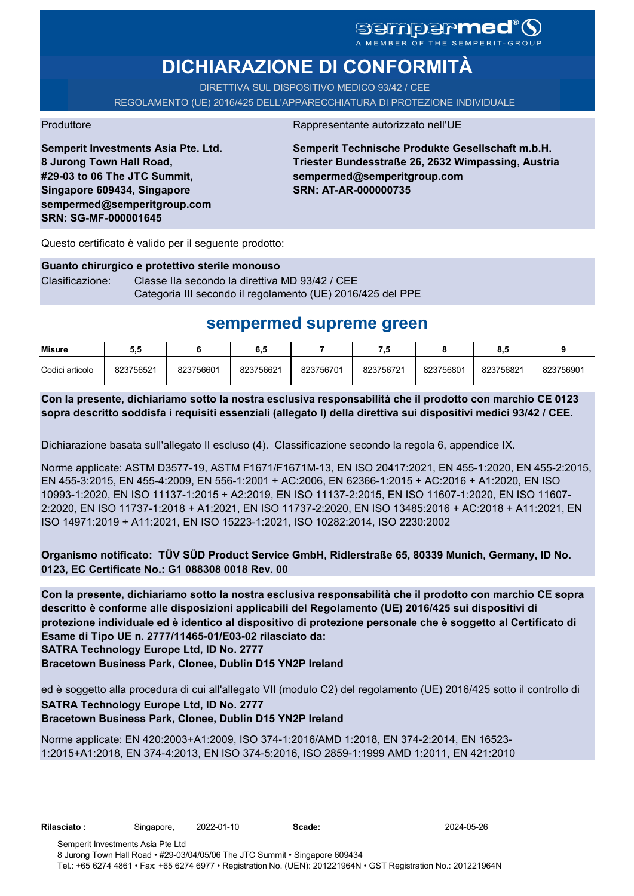sempermed®
A MEMBER OF THE SEMPERIT-GROUP

# DICHIARAZIONE DI CONFORMITÀ

DIRETTIVA SUL DISPOSITIVO MEDICO 93/42 / CEE

REGOLAMENTO (UE) 2016/425 DELL'APPARECCHIATURA DI PROTEZIONE INDIVIDUALE

Produttore

**Semperit Investments Asia Pte. Ltd.**
**8 Jurong Town Hall Road,**
**#29-03 to 06 The JTC Summit,**
**Singapore 609434, Singapore**
**sempermed@semperitgroup.com**
**SRN: SG-MF-000001645**

Rappresentante autorizzato nell'UE

**Semperit Technische Produkte Gesellschaft m.b.H.**
**Triester Bundesstraße 26, 2632 Wimpassing, Austria**
**sempermed@semperitgroup.com**
**SRN: AT-AR-000000735**

Questo certificato è valido per il seguente prodotto:

**Guanto chirurgico e protettivo sterile monouso**

Clasificazione: Classe IIa secondo la direttiva MD 93/42 / CEE
Categoria III secondo il regolamento (UE) 2016/425 del PPE

## sempermed supreme green

| Misure | 5,5 | 6 | 6,5 | 7 | 7,5 | 8 | 8,5 | 9 |
|---|---|---|---|---|---|---|---|---|
| Codici articolo | 823756521 | 823756601 | 823756621 | 823756701 | 823756721 | 823756801 | 823756821 | 823756901 |

**Con la presente, dichiariamo sotto la nostra esclusiva responsabilità che il prodotto con marchio CE 0123 sopra descritto soddisfa i requisiti essenziali (allegato I) della direttiva sui dispositivi medici 93/42 / CEE.**

Dichiarazione basata sull'allegato II escluso (4). Classificazione secondo la regola 6, appendice IX.

Norme applicate: ASTM D3577-19, ASTM F1671/F1671M-13, EN ISO 20417:2021, EN 455-1:2020, EN 455-2:2015, EN 455-3:2015, EN 455-4:2009, EN 556-1:2001 + AC:2006, EN 62366-1:2015 + AC:2016 + A1:2020, EN ISO 10993-1:2020, EN ISO 11137-1:2015 + A2:2019, EN ISO 11137-2:2015, EN ISO 11607-1:2020, EN ISO 11607-2:2020, EN ISO 11737-1:2018 + A1:2021, EN ISO 11737-2:2020, EN ISO 13485:2016 + AC:2018 + A11:2021, EN ISO 14971:2019 + A11:2021, EN ISO 15223-1:2021, ISO 10282:2014, ISO 2230:2002

**Organismo notificato: TÜV SÜD Product Service GmbH, Ridlerstraße 65, 80339 Munich, Germany, ID No. 0123, EC Certificate No.: G1 088308 0018 Rev. 00**

**Con la presente, dichiariamo sotto la nostra esclusiva responsabilità che il prodotto con marchio CE sopra descritto è conforme alle disposizioni applicabili del Regolamento (UE) 2016/425 sui dispositivi di protezione individuale ed è identico al dispositivo di protezione personale che è soggetto al Certificato di Esame di Tipo UE n. 2777/11465-01/E03-02 rilasciato da:**
**SATRA Technology Europe Ltd, ID No. 2777**
**Bracetown Business Park, Clonee, Dublin D15 YN2P Ireland**

ed è soggetto alla procedura di cui all'allegato VII (modulo C2) del regolamento (UE) 2016/425 sotto il controllo di
**SATRA Technology Europe Ltd, ID No. 2777**
**Bracetown Business Park, Clonee, Dublin D15 YN2P Ireland**

Norme applicate: EN 420:2003+A1:2009, ISO 374-1:2016/AMD 1:2018, EN 374-2:2014, EN 16523-1:2015+A1:2018, EN 374-4:2013, EN ISO 374-5:2016, ISO 2859-1:1999 AMD 1:2011, EN 421:2010

**Rilasciato :** Singapore, 2022-01-10 **Scade:** 2024-05-26

Semperit Investments Asia Pte Ltd
8 Jurong Town Hall Road • #29-03/04/05/06 The JTC Summit • Singapore 609434
Tel.: +65 6274 4861 • Fax: +65 6274 6977 • Registration No. (UEN): 201221964N • GST Registration No.: 201221964N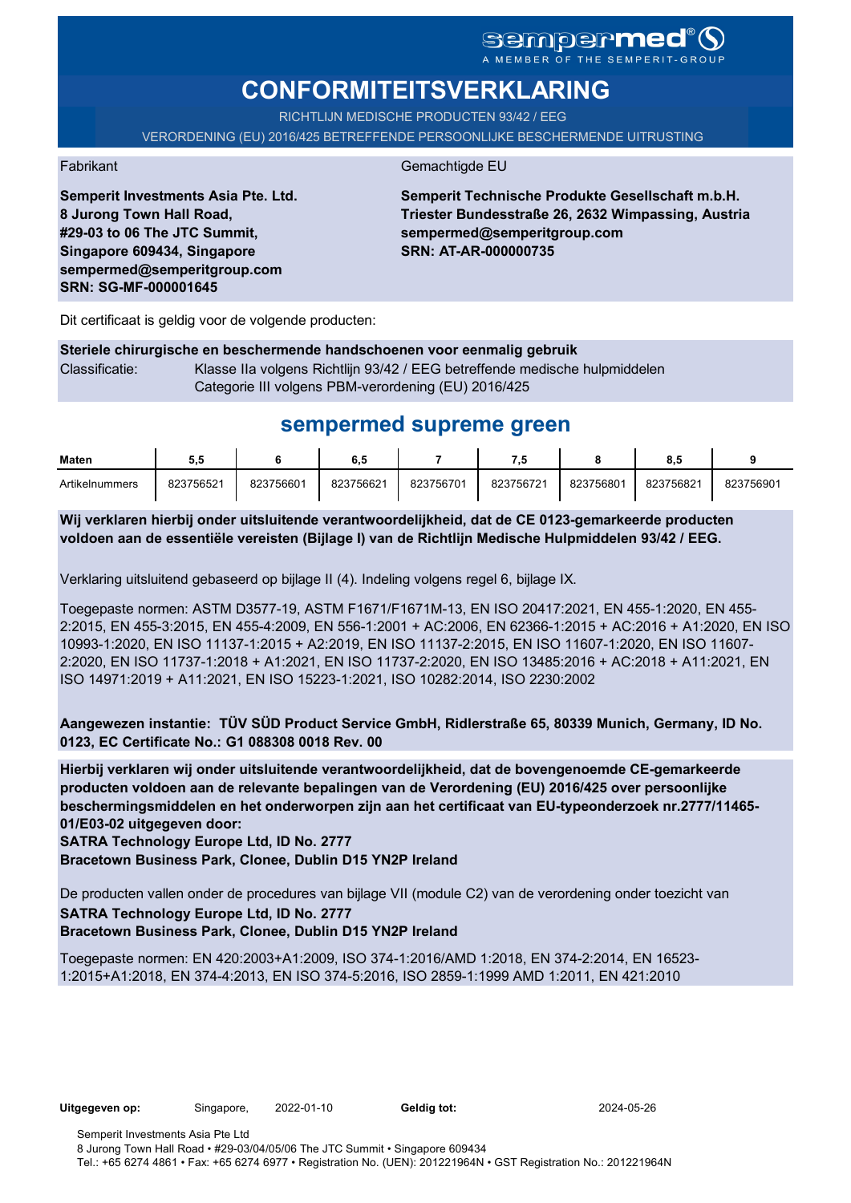sempermed® A MEMBER OF THE SEMPERIT-GROUP

# CONFORMITEITSVERKLARING

RICHTLIJN MEDISCHE PRODUCTEN 93/42 / EEG

VERORDENING (EU) 2016/425 BETREFFENDE PERSOONLIJKE BESCHERMENDE UITRUSTING

Fabrikant

**Semperit Investments Asia Pte. Ltd.**
**8 Jurong Town Hall Road,**
**#29-03 to 06 The JTC Summit,**
**Singapore 609434, Singapore**
**sempermed@semperitgroup.com**
**SRN: SG-MF-000001645**

Gemachtigde EU

**Semperit Technische Produkte Gesellschaft m.b.H.**
**Triester Bundesstraße 26, 2632 Wimpassing, Austria**
**sempermed@semperitgroup.com**
**SRN: AT-AR-000000735**

Dit certificaat is geldig voor de volgende producten:

**Steriele chirurgische en beschermende handschoenen voor eenmalig gebruik**

Classificatie: Klasse IIa volgens Richtlijn 93/42 / EEG betreffende medische hulpmiddelen
Categorie III volgens PBM-verordening (EU) 2016/425

## sempermed supreme green

| Maten | 5,5 | 6 | 6,5 | 7 | 7,5 | 8 | 8,5 | 9 |
|---|---|---|---|---|---|---|---|---|
| Artikelnummers | 823756521 | 823756601 | 823756621 | 823756701 | 823756721 | 823756801 | 823756821 | 823756901 |

**Wij verklaren hierbij onder uitsluitende verantwoordelijkheid, dat de CE 0123-gemarkeerde producten voldoen aan de essentiële vereisten (Bijlage I) van de Richtlijn Medische Hulpmiddelen 93/42 / EEG.**

Verklaring uitsluitend gebaseerd op bijlage II (4). Indeling volgens regel 6, bijlage IX.

Toegepaste normen: ASTM D3577-19, ASTM F1671/F1671M-13, EN ISO 20417:2021, EN 455-1:2020, EN 455-2:2015, EN 455-3:2015, EN 455-4:2009, EN 556-1:2001 + AC:2006, EN 62366-1:2015 + AC:2016 + A1:2020, EN ISO 10993-1:2020, EN ISO 11137-1:2015 + A2:2019, EN ISO 11137-2:2015, EN ISO 11607-1:2020, EN ISO 11607-2:2020, EN ISO 11737-1:2018 + A1:2021, EN ISO 11737-2:2020, EN ISO 13485:2016 + AC:2018 + A11:2021, EN ISO 14971:2019 + A11:2021, EN ISO 15223-1:2021, ISO 10282:2014, ISO 2230:2002

**Aangewezen instantie: TÜV SÜD Product Service GmbH, Ridlerstraße 65, 80339 Munich, Germany, ID No. 0123, EC Certificate No.: G1 088308 0018 Rev. 00**

**Hierbij verklaren wij onder uitsluitende verantwoordelijkheid, dat de bovengenoemde CE-gemarkeerde producten voldoen aan de relevante bepalingen van de Verordening (EU) 2016/425 over persoonlijke beschermingsmiddelen en het onderworpen zijn aan het certificaat van EU-typeonderzoek nr.2777/11465-01/E03-02 uitgegeven door:**
**SATRA Technology Europe Ltd, ID No. 2777**
**Bracetown Business Park, Clonee, Dublin D15 YN2P Ireland**

De producten vallen onder de procedures van bijlage VII (module C2) van de verordening onder toezicht van
**SATRA Technology Europe Ltd, ID No. 2777**
**Bracetown Business Park, Clonee, Dublin D15 YN2P Ireland**

Toegepaste normen: EN 420:2003+A1:2009, ISO 374-1:2016/AMD 1:2018, EN 374-2:2014, EN 16523-1:2015+A1:2018, EN 374-4:2013, EN ISO 374-5:2016, ISO 2859-1:1999 AMD 1:2011, EN 421:2010

**Uitgegeven op:** Singapore, 2022-01-10 **Geldig tot:** 2024-05-26

Semperit Investments Asia Pte Ltd
8 Jurong Town Hall Road • #29-03/04/05/06 The JTC Summit • Singapore 609434
Tel.: +65 6274 4861 • Fax: +65 6274 6977 • Registration No. (UEN): 201221964N • GST Registration No.: 201221964N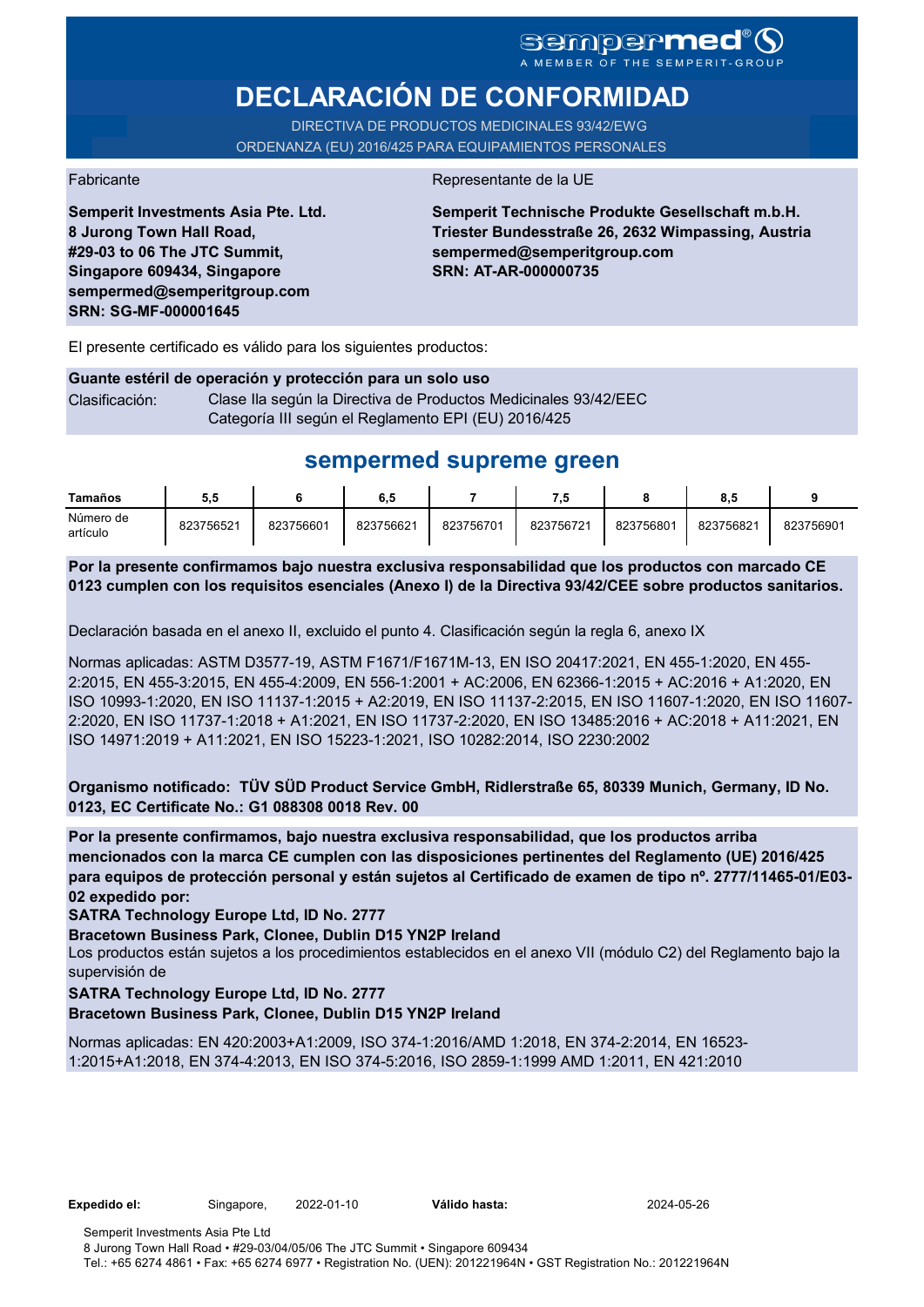sempermed®
A MEMBER OF THE SEMPERIT-GROUP

# DECLARACIÓN DE CONFORMIDAD

DIRECTIVA DE PRODUCTOS MEDICINALES 93/42/EWG
ORDENANZA (EU) 2016/425 PARA EQUIPAMIENTOS PERSONALES

Fabricante

**Semperit Investments Asia Pte. Ltd.**
**8 Jurong Town Hall Road,**
**#29-03 to 06 The JTC Summit,**
**Singapore 609434, Singapore**
**sempermed@semperitgroup.com**
**SRN: SG-MF-000001645**

Representante de la UE

**Semperit Technische Produkte Gesellschaft m.b.H.**
**Triester Bundesstraße 26, 2632 Wimpassing, Austria**
**sempermed@semperitgroup.com**
**SRN: AT-AR-000000735**

El presente certificado es válido para los siguientes productos:

**Guante estéril de operación y protección para un solo uso**

Clasificación: Clase IIa según la Directiva de Productos Medicinales 93/42/EEC
Categoría III según el Reglamento EPI (EU) 2016/425

## sempermed supreme green

| Tamaños | 5,5 | 6 | 6,5 | 7 | 7,5 | 8 | 8,5 | 9 |
|---|---|---|---|---|---|---|---|---|
| Número de artículo | 823756521 | 823756601 | 823756621 | 823756701 | 823756721 | 823756801 | 823756821 | 823756901 |

**Por la presente confirmamos bajo nuestra exclusiva responsabilidad que los productos con marcado CE 0123 cumplen con los requisitos esenciales (Anexo I) de la Directiva 93/42/CEE sobre productos sanitarios.**

Declaración basada en el anexo II, excluido el punto 4. Clasificación según la regla 6, anexo IX

Normas aplicadas: ASTM D3577-19, ASTM F1671/F1671M-13, EN ISO 20417:2021, EN 455-1:2020, EN 455-2:2015, EN 455-3:2015, EN 455-4:2009, EN 556-1:2001 + AC:2006, EN 62366-1:2015 + AC:2016 + A1:2020, EN ISO 10993-1:2020, EN ISO 11137-1:2015 + A2:2019, EN ISO 11137-2:2015, EN ISO 11607-1:2020, EN ISO 11607-2:2020, EN ISO 11737-1:2018 + A1:2021, EN ISO 11737-2:2020, EN ISO 13485:2016 + AC:2018 + A11:2021, EN ISO 14971:2019 + A11:2021, EN ISO 15223-1:2021, ISO 10282:2014, ISO 2230:2002

**Organismo notificado: TÜV SÜD Product Service GmbH, Ridlerstraße 65, 80339 Munich, Germany, ID No. 0123, EC Certificate No.: G1 088308 0018 Rev. 00**

**Por la presente confirmamos, bajo nuestra exclusiva responsabilidad, que los productos arriba mencionados con la marca CE cumplen con las disposiciones pertinentes del Reglamento (UE) 2016/425 para equipos de protección personal y están sujetos al Certificado de examen de tipo nº. 2777/11465-01/E03-02 expedido por:**

**SATRA Technology Europe Ltd, ID No. 2777**

**Bracetown Business Park, Clonee, Dublin D15 YN2P Ireland**

Los productos están sujetos a los procedimientos establecidos en el anexo VII (módulo C2) del Reglamento bajo la supervisión de

**SATRA Technology Europe Ltd, ID No. 2777**

**Bracetown Business Park, Clonee, Dublin D15 YN2P Ireland**

Normas aplicadas: EN 420:2003+A1:2009, ISO 374-1:2016/AMD 1:2018, EN 374-2:2014, EN 16523-1:2015+A1:2018, EN 374-4:2013, EN ISO 374-5:2016, ISO 2859-1:1999 AMD 1:2011, EN 421:2010

**Expedido el:** Singapore, 2022-01-10 **Válido hasta:** 2024-05-26

Semperit Investments Asia Pte Ltd
8 Jurong Town Hall Road • #29-03/04/05/06 The JTC Summit • Singapore 609434
Tel.: +65 6274 4861 • Fax: +65 6274 6977 • Registration No. (UEN): 201221964N • GST Registration No.: 201221964N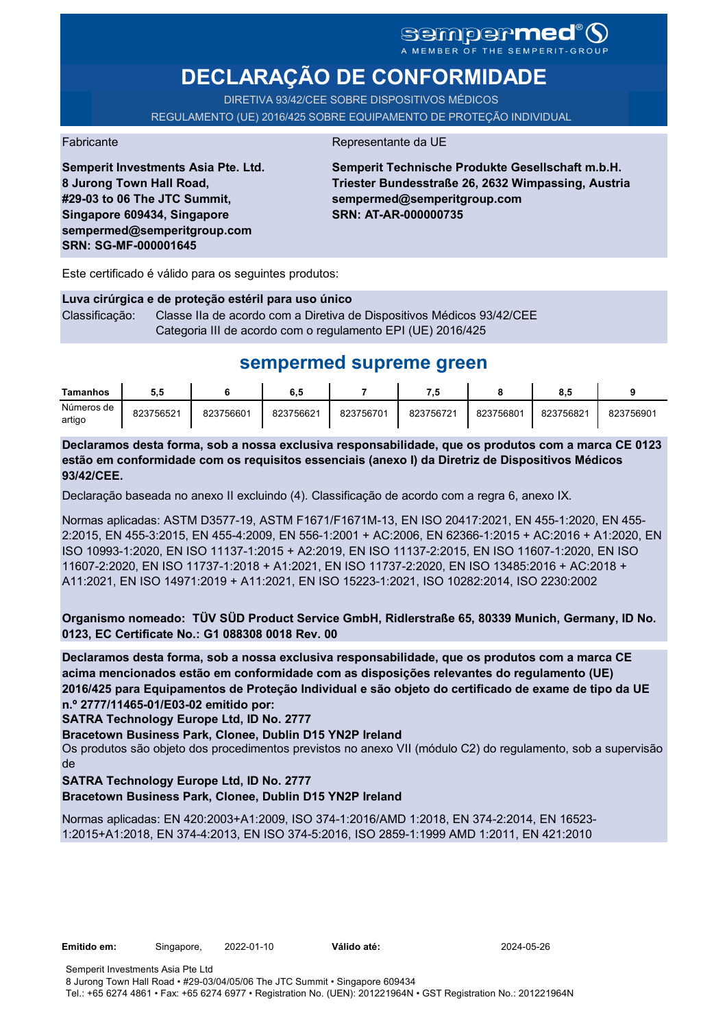sempermed®
A MEMBER OF THE SEMPERIT-GROUP

# DECLARAÇÃO DE CONFORMIDADE

DIRETIVA 93/42/CEE SOBRE DISPOSITIVOS MÉDICOS
REGULAMENTO (UE) 2016/425 SOBRE EQUIPAMENTO DE PROTEÇÃO INDIVIDUAL

Fabricante

**Semperit Investments Asia Pte. Ltd.**
**8 Jurong Town Hall Road,**
**#29-03 to 06 The JTC Summit,**
**Singapore 609434, Singapore**
**sempermed@semperitgroup.com**
**SRN: SG-MF-000001645**

Representante da UE

**Semperit Technische Produkte Gesellschaft m.b.H.**
**Triester Bundesstraße 26, 2632 Wimpassing, Austria**
**sempermed@semperitgroup.com**
**SRN: AT-AR-000000735**

Este certificado é válido para os seguintes produtos:

**Luva cirúrgica e de proteção estéril para uso único**
Classificação: Classe IIa de acordo com a Diretiva de Dispositivos Médicos 93/42/CEE
Categoria III de acordo com o regulamento EPI (UE) 2016/425

## sempermed supreme green

| Tamanhos | 5,5 | 6 | 6,5 | 7 | 7,5 | 8 | 8,5 | 9 |
|---|---|---|---|---|---|---|---|---|
| Números de artigo | 823756521 | 823756601 | 823756621 | 823756701 | 823756721 | 823756801 | 823756821 | 823756901 |

**Declaramos desta forma, sob a nossa exclusiva responsabilidade, que os produtos com a marca CE 0123 estão em conformidade com os requisitos essenciais (anexo I) da Diretriz de Dispositivos Médicos 93/42/CEE.**

Declaração baseada no anexo II excluindo (4). Classificação de acordo com a regra 6, anexo IX.

Normas aplicadas: ASTM D3577-19, ASTM F1671/F1671M-13, EN ISO 20417:2021, EN 455-1:2020, EN 455-2:2015, EN 455-3:2015, EN 455-4:2009, EN 556-1:2001 + AC:2006, EN 62366-1:2015 + AC:2016 + A1:2020, EN ISO 10993-1:2020, EN ISO 11137-1:2015 + A2:2019, EN ISO 11137-2:2015, EN ISO 11607-1:2020, EN ISO 11607-2:2020, EN ISO 11737-1:2018 + A1:2021, EN ISO 11737-2:2020, EN ISO 13485:2016 + AC:2018 + A11:2021, EN ISO 14971:2019 + A11:2021, EN ISO 15223-1:2021, ISO 10282:2014, ISO 2230:2002

**Organismo nomeado: TÜV SÜD Product Service GmbH, Ridlerstraße 65, 80339 Munich, Germany, ID No. 0123, EC Certificate No.: G1 088308 0018 Rev. 00**

**Declaramos desta forma, sob a nossa exclusiva responsabilidade, que os produtos com a marca CE acima mencionados estão em conformidade com as disposições relevantes do regulamento (UE) 2016/425 para Equipamentos de Proteção Individual e são objeto do certificado de exame de tipo da UE n.º 2777/11465-01/E03-02 emitido por:**
**SATRA Technology Europe Ltd, ID No. 2777**
**Bracetown Business Park, Clonee, Dublin D15 YN2P Ireland**
Os produtos são objeto dos procedimentos previstos no anexo VII (módulo C2) do regulamento, sob a supervisão de
**SATRA Technology Europe Ltd, ID No. 2777**
**Bracetown Business Park, Clonee, Dublin D15 YN2P Ireland**

Normas aplicadas: EN 420:2003+A1:2009, ISO 374-1:2016/AMD 1:2018, EN 374-2:2014, EN 16523-1:2015+A1:2018, EN 374-4:2013, EN ISO 374-5:2016, ISO 2859-1:1999 AMD 1:2011, EN 421:2010

**Emitido em:** Singapore, 2022-01-10 **Válido até:** 2024-05-26

Semperit Investments Asia Pte Ltd
8 Jurong Town Hall Road • #29-03/04/05/06 The JTC Summit • Singapore 609434
Tel.: +65 6274 4861 • Fax: +65 6274 6977 • Registration No. (UEN): 201221964N • GST Registration No.: 201221964N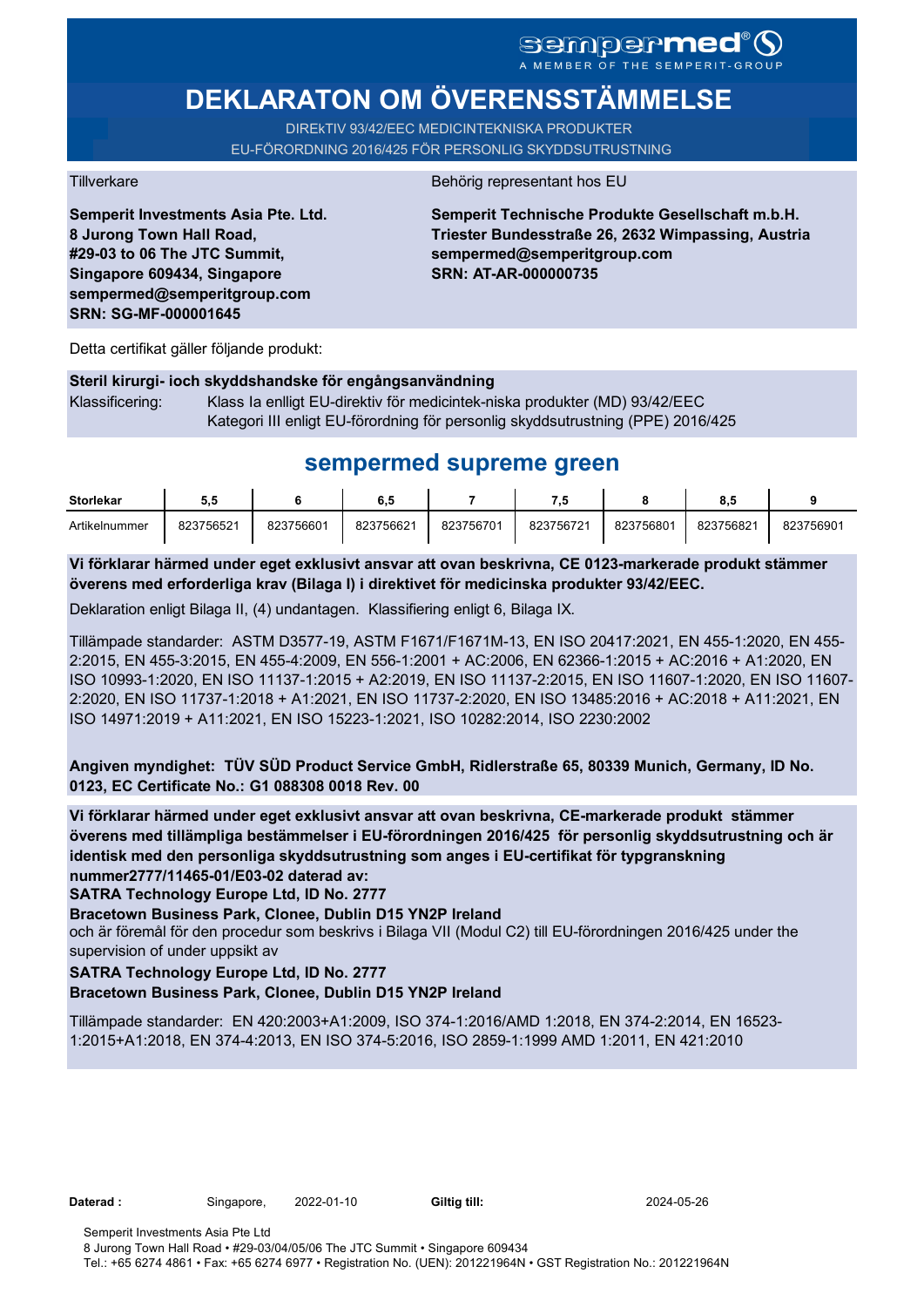sempermed®
A MEMBER OF THE SEMPERIT-GROUP

# DEKLARATON OM ÖVERENSSTÄMMELSE

DIREkTIV 93/42/EEC MEDICINTEKNISKA PRODUKTER
EU-FÖRORDNING 2016/425 FÖR PERSONLIG SKYDDSUTRUSTNING

Tillverkare

**Semperit Investments Asia Pte. Ltd.**
**8 Jurong Town Hall Road,**
**#29-03 to 06 The JTC Summit,**
**Singapore 609434, Singapore**
**sempermed@semperitgroup.com**
**SRN: SG-MF-000001645**

Behörig representant hos EU

**Semperit Technische Produkte Gesellschaft m.b.H.**
**Triester Bundesstraße 26, 2632 Wimpassing, Austria**
**sempermed@semperitgroup.com**
**SRN: AT-AR-000000735**

Detta certifikat gäller följande produkt:

**Steril kirurgi- ioch skyddshandske för engångsanvändning**

Klassificering: Klass Ia enlligt EU-direktiv för medicintek-niska produkter (MD) 93/42/EEC
Kategori III enligt EU-förordning för personlig skyddsutrustning (PPE) 2016/425

## sempermed supreme green

| Storlekar | 5,5 | 6 | 6,5 | 7 | 7,5 | 8 | 8,5 | 9 |
|---|---|---|---|---|---|---|---|---|
| Artikelnummer | 823756521 | 823756601 | 823756621 | 823756701 | 823756721 | 823756801 | 823756821 | 823756901 |

**Vi förklarar härmed under eget exklusivt ansvar att ovan beskrivna, CE 0123-markerade produkt stämmer överens med erforderliga krav (Bilaga I) i direktivet för medicinska produkter 93/42/EEC.**

Deklaration enligt Bilaga II, (4) undantagen. Klassifiering enligt 6, Bilaga IX.

Tillämpade standarder: ASTM D3577-19, ASTM F1671/F1671M-13, EN ISO 20417:2021, EN 455-1:2020, EN 455-2:2015, EN 455-3:2015, EN 455-4:2009, EN 556-1:2001 + AC:2006, EN 62366-1:2015 + AC:2016 + A1:2020, EN ISO 10993-1:2020, EN ISO 11137-1:2015 + A2:2019, EN ISO 11137-2:2015, EN ISO 11607-1:2020, EN ISO 11607-2:2020, EN ISO 11737-1:2018 + A1:2021, EN ISO 11737-2:2020, EN ISO 13485:2016 + AC:2018 + A11:2021, EN ISO 14971:2019 + A11:2021, EN ISO 15223-1:2021, ISO 10282:2014, ISO 2230:2002

**Angiven myndighet: TÜV SÜD Product Service GmbH, Ridlerstraße 65, 80339 Munich, Germany, ID No. 0123, EC Certificate No.: G1 088308 0018 Rev. 00**

**Vi förklarar härmed under eget exklusivt ansvar att ovan beskrivna, CE-markerade produkt stämmer överens med tillämpliga bestämmelser i EU-förordningen 2016/425 för personlig skyddsutrustning och är identisk med den personliga skyddsutrustning som anges i EU-certifikat för typgranskning nummer2777/11465-01/E03-02 daterad av:**

**SATRA Technology Europe Ltd, ID No. 2777**
**Bracetown Business Park, Clonee, Dublin D15 YN2P Ireland**

och är föremål för den procedur som beskrivs i Bilaga VII (Modul C2) till EU-förordningen 2016/425 under the supervision of under uppsikt av

**SATRA Technology Europe Ltd, ID No. 2777**
**Bracetown Business Park, Clonee, Dublin D15 YN2P Ireland**

Tillämpade standarder: EN 420:2003+A1:2009, ISO 374-1:2016/AMD 1:2018, EN 374-2:2014, EN 16523-1:2015+A1:2018, EN 374-4:2013, EN ISO 374-5:2016, ISO 2859-1:1999 AMD 1:2011, EN 421:2010

**Daterad :** Singapore, 2022-01-10 **Giltig till:** 2024-05-26

Semperit Investments Asia Pte Ltd
8 Jurong Town Hall Road • #29-03/04/05/06 The JTC Summit • Singapore 609434
Tel.: +65 6274 4861 • Fax: +65 6274 6977 • Registration No. (UEN): 201221964N • GST Registration No.: 201221964N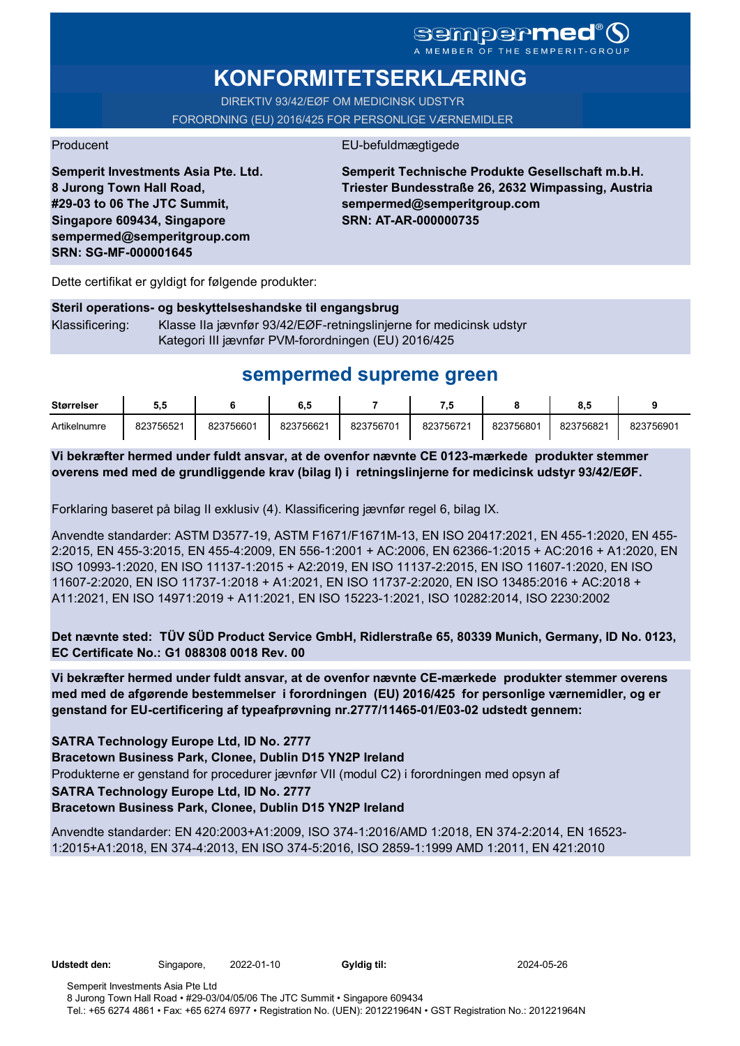sempermed®
A MEMBER OF THE SEMPERIT-GROUP

# KONFORMITETSERKLÆRING

DIREKTIV 93/42/EØF OM MEDICINSK UDSTYR

FORORDNING (EU) 2016/425 FOR PERSONLIGE VÆRNEMIDLER

Producent

**Semperit Investments Asia Pte. Ltd.**
**8 Jurong Town Hall Road,**
**#29-03 to 06 The JTC Summit,**
**Singapore 609434, Singapore**
**sempermed@semperitgroup.com**
**SRN: SG-MF-000001645**

EU-befuldmægtigede

**Semperit Technische Produkte Gesellschaft m.b.H.**
**Triester Bundesstraße 26, 2632 Wimpassing, Austria**
**sempermed@semperitgroup.com**
**SRN: AT-AR-000000735**

Dette certifikat er gyldigt for følgende produkter:

**Steril operations- og beskyttelseshandske til engangsbrug**

Klassificering: Klasse IIa jævnfør 93/42/EØF-retningslinjerne for medicinsk udstyr
Kategori III jævnfør PVM-forordningen (EU) 2016/425

## sempermed supreme green

| Størrelser | 5,5 | 6 | 6,5 | 7 | 7,5 | 8 | 8,5 | 9 |
|---|---|---|---|---|---|---|---|---|
| Artikelnumre | 823756521 | 823756601 | 823756621 | 823756701 | 823756721 | 823756801 | 823756821 | 823756901 |

**Vi bekræfter hermed under fuldt ansvar, at de ovenfor nævnte CE 0123-mærkede produkter stemmer overens med med de grundliggende krav (bilag I) i retningslinjerne for medicinsk udstyr 93/42/EØF.**

Forklaring baseret på bilag II exklusiv (4). Klassificering jævnfør regel 6, bilag IX.

Anvendte standarder: ASTM D3577-19, ASTM F1671/F1671M-13, EN ISO 20417:2021, EN 455-1:2020, EN 455-2:2015, EN 455-3:2015, EN 455-4:2009, EN 556-1:2001 + AC:2006, EN 62366-1:2015 + AC:2016 + A1:2020, EN ISO 10993-1:2020, EN ISO 11137-1:2015 + A2:2019, EN ISO 11137-2:2015, EN ISO 11607-1:2020, EN ISO 11607-2:2020, EN ISO 11737-1:2018 + A1:2021, EN ISO 11737-2:2020, EN ISO 13485:2016 + AC:2018 + A11:2021, EN ISO 14971:2019 + A11:2021, EN ISO 15223-1:2021, ISO 10282:2014, ISO 2230:2002

**Det nævnte sted: TÜV SÜD Product Service GmbH, Ridlerstraße 65, 80339 Munich, Germany, ID No. 0123, EC Certificate No.: G1 088308 0018 Rev. 00**

**Vi bekræfter hermed under fuldt ansvar, at de ovenfor nævnte CE-mærkede produkter stemmer overens med med de afgørende bestemmelser i forordningen (EU) 2016/425 for personlige værnemidler, og er genstand for EU-certificering af typeafprøvning nr.2777/11465-01/E03-02 udstedt gennem:**

**SATRA Technology Europe Ltd, ID No. 2777**
**Bracetown Business Park, Clonee, Dublin D15 YN2P Ireland**
Produkterne er genstand for procedurer jævnfør VII (modul C2) i forordningen med opsyn af
**SATRA Technology Europe Ltd, ID No. 2777**
**Bracetown Business Park, Clonee, Dublin D15 YN2P Ireland**

Anvendte standarder: EN 420:2003+A1:2009, ISO 374-1:2016/AMD 1:2018, EN 374-2:2014, EN 16523-1:2015+A1:2018, EN 374-4:2013, EN ISO 374-5:2016, ISO 2859-1:1999 AMD 1:2011, EN 421:2010

**Udstedt den:** Singapore, 2022-01-10 **Gyldig til:** 2024-05-26

Semperit Investments Asia Pte Ltd
8 Jurong Town Hall Road • #29-03/04/05/06 The JTC Summit • Singapore 609434
Tel.: +65 6274 4861 • Fax: +65 6274 6977 • Registration No. (UEN): 201221964N • GST Registration No.: 201221964N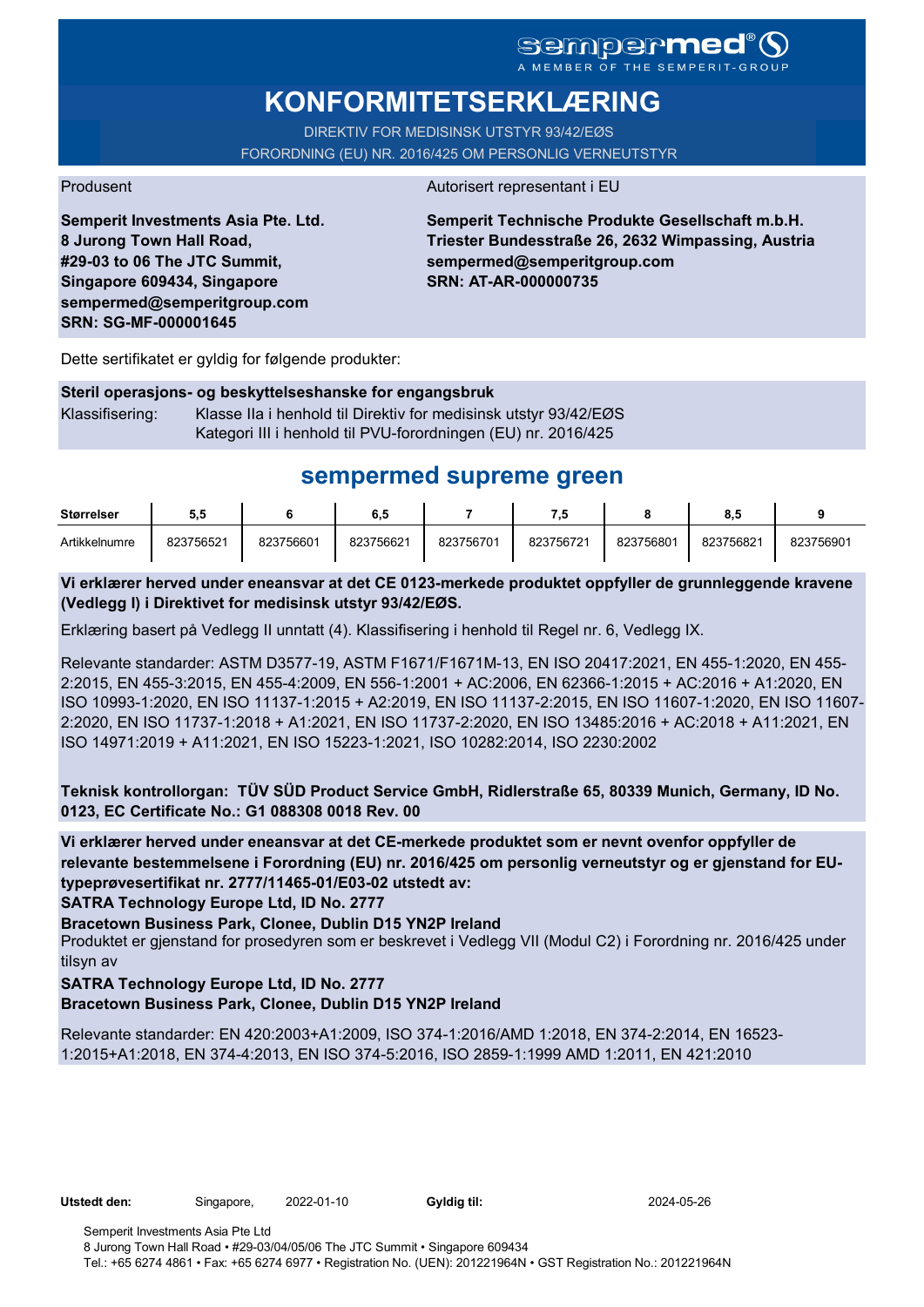sempermed®
A MEMBER OF THE SEMPERIT-GROUP

# KONFORMITETSERKLÆRING

DIREKTIV FOR MEDISINSK UTSTYR 93/42/EØS
FORORDNING (EU) NR. 2016/425 OM PERSONLIG VERNEUTSTYR

Produsent

**Semperit Investments Asia Pte. Ltd.**
**8 Jurong Town Hall Road,**
**#29-03 to 06 The JTC Summit,**
**Singapore 609434, Singapore**
**sempermed@semperitgroup.com**
**SRN: SG-MF-000001645**

Autorisert representant i EU

**Semperit Technische Produkte Gesellschaft m.b.H.**
**Triester Bundesstraße 26, 2632 Wimpassing, Austria**
**sempermed@semperitgroup.com**
**SRN: AT-AR-000000735**

Dette sertifikatet er gyldig for følgende produkter:

**Steril operasjons- og beskyttelseshanske for engangsbruk**

Klassifisering: Klasse IIa i henhold til Direktiv for medisinsk utstyr 93/42/EØS
Kategori III i henhold til PVU-forordningen (EU) nr. 2016/425

## sempermed supreme green

| Størrelser | 5,5 | 6 | 6,5 | 7 | 7,5 | 8 | 8,5 | 9 |
|---|---|---|---|---|---|---|---|---|
| Artikkelnumre | 823756521 | 823756601 | 823756621 | 823756701 | 823756721 | 823756801 | 823756821 | 823756901 |

**Vi erklærer herved under eneansvar at det CE 0123-merkede produktet oppfyller de grunnleggende kravene (Vedlegg I) i Direktivet for medisinsk utstyr 93/42/EØS.**

Erklæring basert på Vedlegg II unntatt (4). Klassifisering i henhold til Regel nr. 6, Vedlegg IX.

Relevante standarder: ASTM D3577-19, ASTM F1671/F1671M-13, EN ISO 20417:2021, EN 455-1:2020, EN 455-2:2015, EN 455-3:2015, EN 455-4:2009, EN 556-1:2001 + AC:2006, EN 62366-1:2015 + AC:2016 + A1:2020, EN ISO 10993-1:2020, EN ISO 11137-1:2015 + A2:2019, EN ISO 11137-2:2015, EN ISO 11607-1:2020, EN ISO 11607-2:2020, EN ISO 11737-1:2018 + A1:2021, EN ISO 11737-2:2020, EN ISO 13485:2016 + AC:2018 + A11:2021, EN ISO 14971:2019 + A11:2021, EN ISO 15223-1:2021, ISO 10282:2014, ISO 2230:2002

**Teknisk kontrollorgan: TÜV SÜD Product Service GmbH, Ridlerstraße 65, 80339 Munich, Germany, ID No. 0123, EC Certificate No.: G1 088308 0018 Rev. 00**

**Vi erklærer herved under eneansvar at det CE-merkede produktet som er nevnt ovenfor oppfyller de relevante bestemmelsene i Forordning (EU) nr. 2016/425 om personlig verneutstyr og er gjenstand for EU-typeprøvesertifikat nr. 2777/11465-01/E03-02 utstedt av:**
**SATRA Technology Europe Ltd, ID No. 2777**
**Bracetown Business Park, Clonee, Dublin D15 YN2P Ireland**
Produktet er gjenstand for prosedyren som er beskrevet i Vedlegg VII (Modul C2) i Forordning nr. 2016/425 under tilsyn av
**SATRA Technology Europe Ltd, ID No. 2777**
**Bracetown Business Park, Clonee, Dublin D15 YN2P Ireland**

Relevante standarder: EN 420:2003+A1:2009, ISO 374-1:2016/AMD 1:2018, EN 374-2:2014, EN 16523-1:2015+A1:2018, EN 374-4:2013, EN ISO 374-5:2016, ISO 2859-1:1999 AMD 1:2011, EN 421:2010

**Utstedt den:** Singapore, 2022-01-10 **Gyldig til:** 2024-05-26

Semperit Investments Asia Pte Ltd
8 Jurong Town Hall Road • #29-03/04/05/06 The JTC Summit • Singapore 609434
Tel.: +65 6274 4861 • Fax: +65 6274 6977 • Registration No. (UEN): 201221964N • GST Registration No.: 201221964N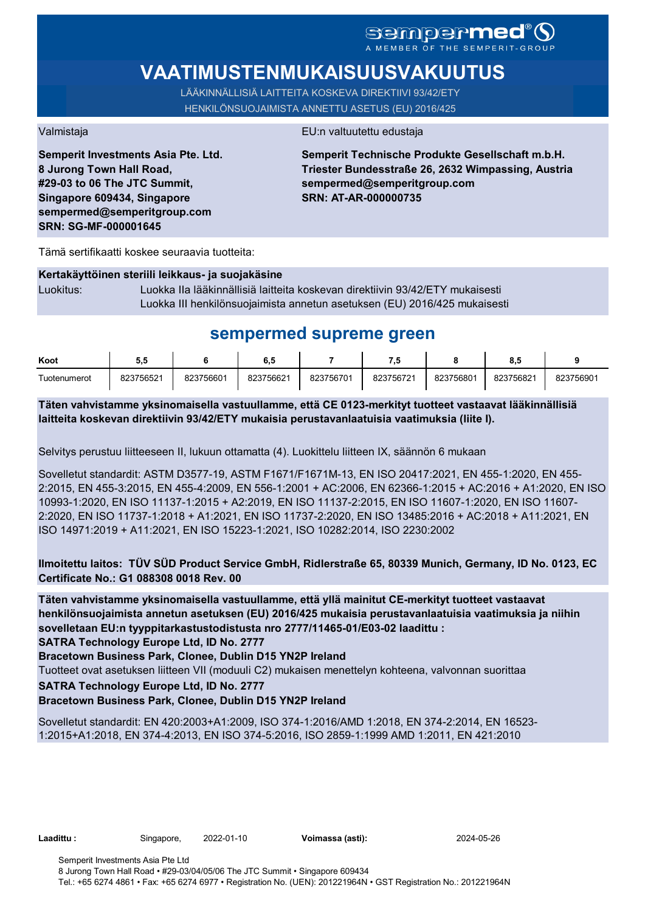sempermed®
A MEMBER OF THE SEMPERIT-GROUP

# VAATIMUSTENMUKAISUUSVAKUUTUS

LÄÄKINNÄLLISIÄ LAITTEITA KOSKEVA DIREKTIIVI 93/42/ETY
HENKILÖNSUOJAIMISTA ANNETTU ASETUS (EU) 2016/425

Valmistaja

**Semperit Investments Asia Pte. Ltd.**
**8 Jurong Town Hall Road,**
**#29-03 to 06 The JTC Summit,**
**Singapore 609434, Singapore**
**sempermed@semperitgroup.com**
**SRN: SG-MF-000001645**

EU:n valtuutettu edustaja

**Semperit Technische Produkte Gesellschaft m.b.H.**
**Triester Bundesstraße 26, 2632 Wimpassing, Austria**
**sempermed@semperitgroup.com**
**SRN: AT-AR-000000735**

Tämä sertifikaatti koskee seuraavia tuotteita:

**Kertakäyttöinen steriili leikkaus- ja suojakäsine**

Luokitus: Luokka IIa lääkinnällisiä laitteita koskevan direktiivin 93/42/ETY mukaisesti
Luokka III henkilönsuojaimista annetun asetuksen (EU) 2016/425 mukaisesti

## sempermed supreme green

| Koot | 5,5 | 6 | 6,5 | 7 | 7,5 | 8 | 8,5 | 9 |
|---|---|---|---|---|---|---|---|---|
| Tuotenumerot | 823756521 | 823756601 | 823756621 | 823756701 | 823756721 | 823756801 | 823756821 | 823756901 |

**Täten vahvistamme yksinomaisella vastuullamme, että CE 0123-merkityt tuotteet vastaavat lääkinnällisiä laitteita koskevan direktiivin 93/42/ETY mukaisia perustavanlaatuisia vaatimuksia (liite I).**

Selvitys perustuu liitteeseen II, lukuun ottamatta (4). Luokittelu liitteen IX, säännön 6 mukaan

Sovelletut standardit: ASTM D3577-19, ASTM F1671/F1671M-13, EN ISO 20417:2021, EN 455-1:2020, EN 455-2:2015, EN 455-3:2015, EN 455-4:2009, EN 556-1:2001 + AC:2006, EN 62366-1:2015 + AC:2016 + A1:2020, EN ISO 10993-1:2020, EN ISO 11137-1:2015 + A2:2019, EN ISO 11137-2:2015, EN ISO 11607-1:2020, EN ISO 11607-2:2020, EN ISO 11737-1:2018 + A1:2021, EN ISO 11737-2:2020, EN ISO 13485:2016 + AC:2018 + A11:2021, EN ISO 14971:2019 + A11:2021, EN ISO 15223-1:2021, ISO 10282:2014, ISO 2230:2002

**Ilmoitettu laitos: TÜV SÜD Product Service GmbH, Ridlerstraße 65, 80339 Munich, Germany, ID No. 0123, EC Certificate No.: G1 088308 0018 Rev. 00**

**Täten vahvistamme yksinomaisella vastuullamme, että yllä mainitut CE-merkityt tuotteet vastaavat henkilönsuojaimista annetun asetuksen (EU) 2016/425 mukaisia perustavanlaatuisia vaatimuksia ja niihin sovelletaan EU:n tyyppitarkastustodistusta nro 2777/11465-01/E03-02 laadittu :**
**SATRA Technology Europe Ltd, ID No. 2777**
**Bracetown Business Park, Clonee, Dublin D15 YN2P Ireland**
Tuotteet ovat asetuksen liitteen VII (moduuli C2) mukaisen menettelyn kohteena, valvonnan suorittaa
**SATRA Technology Europe Ltd, ID No. 2777**
**Bracetown Business Park, Clonee, Dublin D15 YN2P Ireland**

Sovelletut standardit: EN 420:2003+A1:2009, ISO 374-1:2016/AMD 1:2018, EN 374-2:2014, EN 16523-1:2015+A1:2018, EN 374-4:2013, EN ISO 374-5:2016, ISO 2859-1:1999 AMD 1:2011, EN 421:2010

**Laadittu :** Singapore, 2022-01-10 **Voimassa (asti):** 2024-05-26

Semperit Investments Asia Pte Ltd
8 Jurong Town Hall Road • #29-03/04/05/06 The JTC Summit • Singapore 609434
Tel.: +65 6274 4861 • Fax: +65 6274 6977 • Registration No. (UEN): 201221964N • GST Registration No.: 201221964N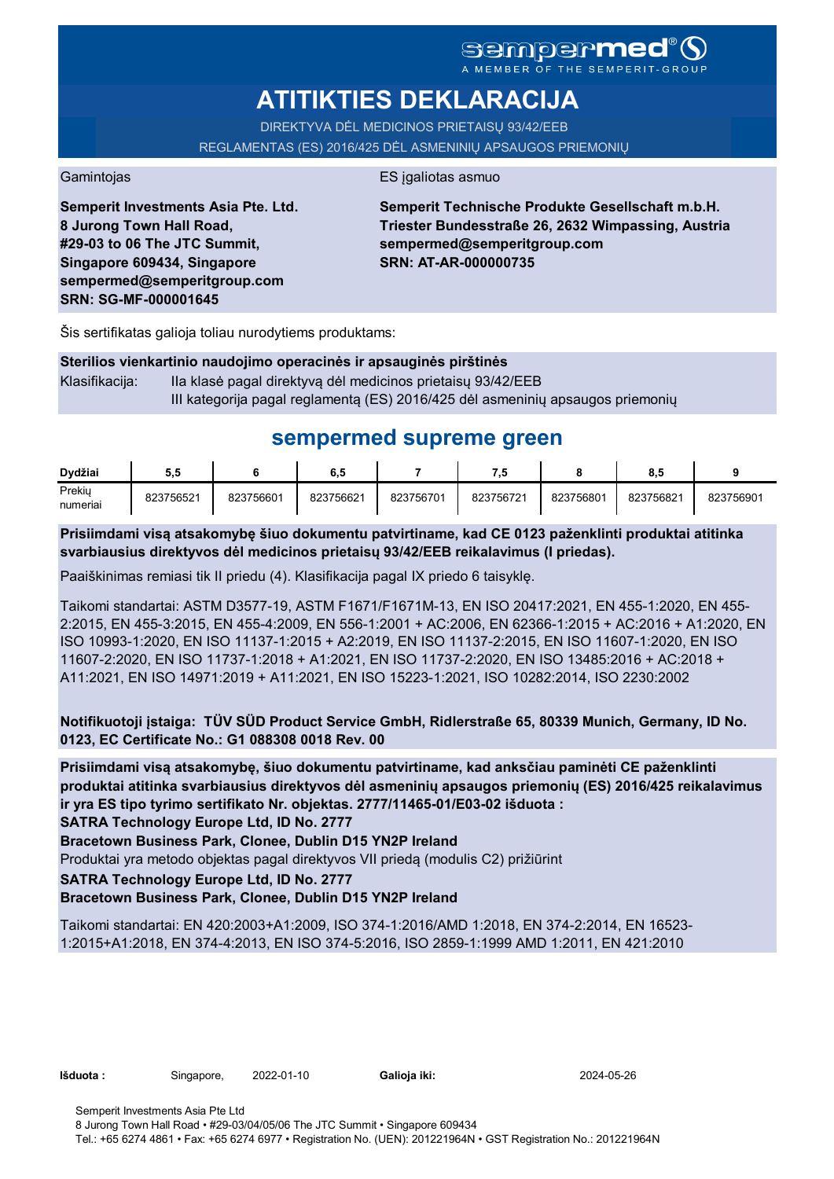sempermed®
A MEMBER OF THE SEMPERIT-GROUP

# ATITIKTIES DEKLARACIJA

DIREKTYVA DĖL MEDICINOS PRIETAISŲ 93/42/EEB
REGLAMENTAS (ES) 2016/425 DĖL ASMENINIŲ APSAUGOS PRIEMONIŲ

Gamintojas

**Semperit Investments Asia Pte. Ltd.**
**8 Jurong Town Hall Road,**
**#29-03 to 06 The JTC Summit,**
**Singapore 609434, Singapore**
**sempermed@semperitgroup.com**
**SRN: SG-MF-000001645**

ES įgaliotas asmuo

**Semperit Technische Produkte Gesellschaft m.b.H.**
**Triester Bundesstraße 26, 2632 Wimpassing, Austria**
**sempermed@semperitgroup.com**
**SRN: AT-AR-000000735**

Šis sertifikatas galioja toliau nurodytiems produktams:

**Sterilios vienkartinio naudojimo operacinės ir apsauginės pirštinės**

Klasifikacija: IIa klasė pagal direktyvą dėl medicinos prietaisų 93/42/EEB
III kategorija pagal reglamentą (ES) 2016/425 dėl asmeninių apsaugos priemonių

## sempermed supreme green

| Dydžiai | 5,5 | 6 | 6,5 | 7 | 7,5 | 8 | 8,5 | 9 |
|---|---|---|---|---|---|---|---|---|
| Prekių numeriai | 823756521 | 823756601 | 823756621 | 823756701 | 823756721 | 823756801 | 823756821 | 823756901 |

**Prisiimdami visą atsakomybę šiuo dokumentu patvirtiname, kad CE 0123 paženklinti produktai atitinka svarbiausius direktyvos dėl medicinos prietaisų 93/42/EEB reikalavimus (I priedas).**

Paaiškinimas remiasi tik II priedu (4). Klasifikacija pagal IX priedo 6 taisyklę.

Taikomi standartai: ASTM D3577-19, ASTM F1671/F1671M-13, EN ISO 20417:2021, EN 455-1:2020, EN 455-2:2015, EN 455-3:2015, EN 455-4:2009, EN 556-1:2001 + AC:2006, EN 62366-1:2015 + AC:2016 + A1:2020, EN ISO 10993-1:2020, EN ISO 11137-1:2015 + A2:2019, EN ISO 11137-2:2015, EN ISO 11607-1:2020, EN ISO 11607-2:2020, EN ISO 11737-1:2018 + A1:2021, EN ISO 11737-2:2020, EN ISO 13485:2016 + AC:2018 + A11:2021, EN ISO 14971:2019 + A11:2021, EN ISO 15223-1:2021, ISO 10282:2014, ISO 2230:2002

**Notifikuotoji įstaiga: TÜV SÜD Product Service GmbH, Ridlerstraße 65, 80339 Munich, Germany, ID No. 0123, EC Certificate No.: G1 088308 0018 Rev. 00**

**Prisiimdami visą atsakomybę, šiuo dokumentu patvirtiname, kad anksčiau paminėti CE paženklinti produktai atitinka svarbiausius direktyvos dėl asmeninių apsaugos priemonių (ES) 2016/425 reikalavimus ir yra ES tipo tyrimo sertifikato Nr. objektas. 2777/11465-01/E03-02 išduota :**
**SATRA Technology Europe Ltd, ID No. 2777**
**Bracetown Business Park, Clonee, Dublin D15 YN2P Ireland**
Produktai yra metodo objektas pagal direktyvos VII priedą (modulis C2) prižiūrint
**SATRA Technology Europe Ltd, ID No. 2777**
**Bracetown Business Park, Clonee, Dublin D15 YN2P Ireland**

Taikomi standartai: EN 420:2003+A1:2009, ISO 374-1:2016/AMD 1:2018, EN 374-2:2014, EN 16523-1:2015+A1:2018, EN 374-4:2013, EN ISO 374-5:2016, ISO 2859-1:1999 AMD 1:2011, EN 421:2010

**Išduota :** Singapore, 2022-01-10 **Galioja iki:** 2024-05-26

Semperit Investments Asia Pte Ltd
8 Jurong Town Hall Road • #29-03/04/05/06 The JTC Summit • Singapore 609434
Tel.: +65 6274 4861 • Fax: +65 6274 6977 • Registration No. (UEN): 201221964N • GST Registration No.: 201221964N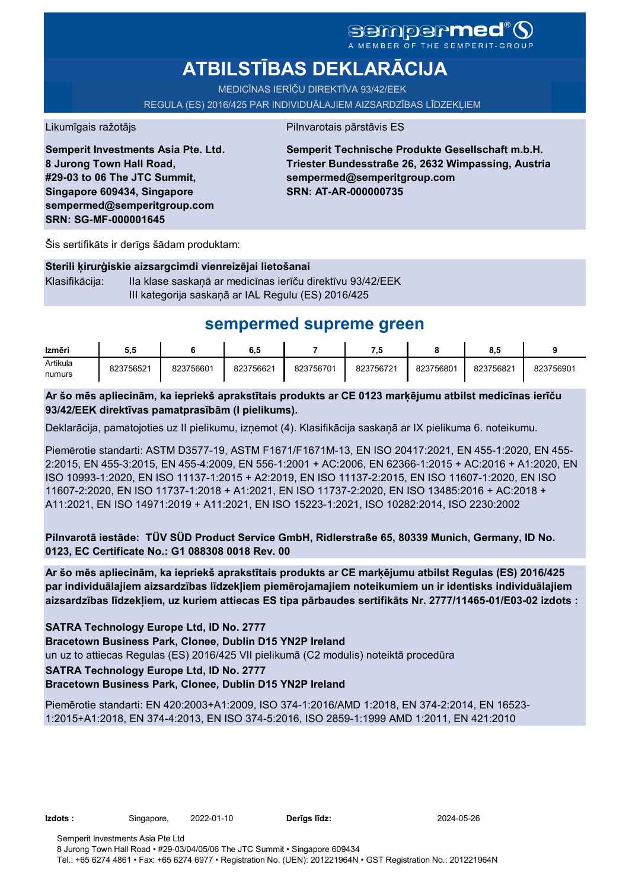sempermed®
A MEMBER OF THE SEMPERIT-GROUP

# ATBILSTĪBAS DEKLARĀCIJA

MEDICĪNAS IERĪČU DIREKTĪVA 93/42/EEK

REGULA (ES) 2016/425 PAR INDIVIDUĀLAJIEM AIZSARDZĪBAS LĪDZEKĻIEM

Likumīgais ražotājs

**Semperit Investments Asia Pte. Ltd.**
**8 Jurong Town Hall Road,**
**#29-03 to 06 The JTC Summit,**
**Singapore 609434, Singapore**
**sempermed@semperitgroup.com**
**SRN: SG-MF-000001645**

Pilnvarotais pārstāvis ES

**Semperit Technische Produkte Gesellschaft m.b.H.**
**Triester Bundesstraße 26, 2632 Wimpassing, Austria**
**sempermed@semperitgroup.com**
**SRN: AT-AR-000000735**

Šis sertifikāts ir derīgs šādam produktam:

**Sterili ķirurģiskie aizsargcimdi vienreizējai lietošanai**

Klasifikācija: IIa klase saskaņā ar medicīnas ierīču direktīvu 93/42/EEK
III kategorija saskaņā ar IAL Regulu (ES) 2016/425

## sempermed supreme green

| Izmēri | 5,5 | 6 | 6,5 | 7 | 7,5 | 8 | 8,5 | 9 |
|---|---|---|---|---|---|---|---|---|
| Artikula numurs | 823756521 | 823756601 | 823756621 | 823756701 | 823756721 | 823756801 | 823756821 | 823756901 |

**Ar šo mēs apliecinām, ka iepriekš aprakstītais produkts ar CE 0123 marķējumu atbilst medicīnas ierīču 93/42/EEK direktīvas pamatprasībām (I pielikums).**

Deklarācija, pamatojoties uz II pielikumu, izņemot (4). Klasifikācija saskaņā ar IX pielikuma 6. noteikumu.

Piemērotie standarti: ASTM D3577-19, ASTM F1671/F1671M-13, EN ISO 20417:2021, EN 455-1:2020, EN 455-2:2015, EN 455-3:2015, EN 455-4:2009, EN 556-1:2001 + AC:2006, EN 62366-1:2015 + AC:2016 + A1:2020, EN ISO 10993-1:2020, EN ISO 11137-1:2015 + A2:2019, EN ISO 11137-2:2015, EN ISO 11607-1:2020, EN ISO 11607-2:2020, EN ISO 11737-1:2018 + A1:2021, EN ISO 11737-2:2020, EN ISO 13485:2016 + AC:2018 + A11:2021, EN ISO 14971:2019 + A11:2021, EN ISO 15223-1:2021, ISO 10282:2014, ISO 2230:2002

**Pilnvarotā iestāde: TÜV SÜD Product Service GmbH, Ridlerstraße 65, 80339 Munich, Germany, ID No. 0123, EC Certificate No.: G1 088308 0018 Rev. 00**

**Ar šo mēs apliecinām, ka iepriekš aprakstītais produkts ar CE marķējumu atbilst Regulas (ES) 2016/425 par individuālajiem aizsardzības līdzekļiem piemērojamajiem noteikumiem un ir identisks individuālajiem aizsardzības līdzekļiem, uz kuriem attiecas ES tipa pārbaudes sertifikāts Nr. 2777/11465-01/E03-02 izdots :**

**SATRA Technology Europe Ltd, ID No. 2777**
**Bracetown Business Park, Clonee, Dublin D15 YN2P Ireland**
un uz to attiecas Regulas (ES) 2016/425 VII pielikumā (C2 modulis) noteiktā procedūra
**SATRA Technology Europe Ltd, ID No. 2777**
**Bracetown Business Park, Clonee, Dublin D15 YN2P Ireland**

Piemērotie standarti: EN 420:2003+A1:2009, ISO 374-1:2016/AMD 1:2018, EN 374-2:2014, EN 16523-1:2015+A1:2018, EN 374-4:2013, EN ISO 374-5:2016, ISO 2859-1:1999 AMD 1:2011, EN 421:2010

**Izdots :** Singapore, 2022-01-10 **Derīgs līdz:** 2024-05-26

Semperit Investments Asia Pte Ltd
8 Jurong Town Hall Road • #29-03/04/05/06 The JTC Summit • Singapore 609434
Tel.: +65 6274 4861 • Fax: +65 6274 6977 • Registration No. (UEN): 201221964N • GST Registration No.: 201221964N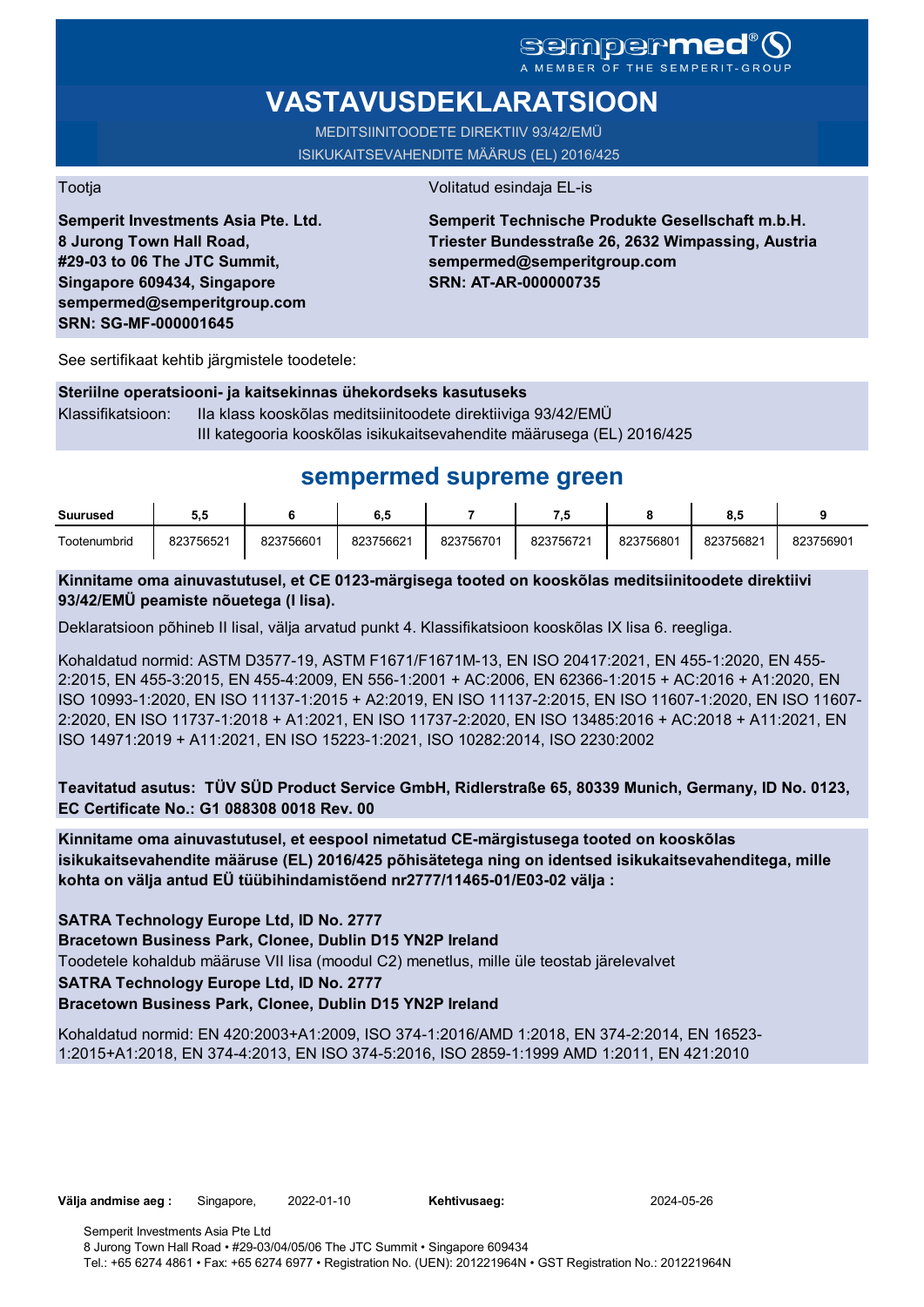sempermed®
A MEMBER OF THE SEMPERIT-GROUP

# VASTAVUSDEKLARATSIOON

MEDITSIINITOODETE DIREKTIIV 93/42/EMÜ
ISIKUKAITSEVAHENDITE MÄÄRUS (EL) 2016/425

Tootja

**Semperit Investments Asia Pte. Ltd.**
**8 Jurong Town Hall Road,**
**#29-03 to 06 The JTC Summit,**
**Singapore 609434, Singapore**
**sempermed@semperitgroup.com**
**SRN: SG-MF-000001645**

Volitatud esindaja EL-is

**Semperit Technische Produkte Gesellschaft m.b.H.**
**Triester Bundesstraße 26, 2632 Wimpassing, Austria**
**sempermed@semperitgroup.com**
**SRN: AT-AR-000000735**

See sertifikaat kehtib järgmistele toodetele:

**Steriilne operatsiooni- ja kaitsekinnas ühekordseks kasutuseks**

Klassifikatsioon: IIa klass kooskõlas meditsiinitoodete direktiiviga 93/42/EMÜ
III kategooria kooskõlas isikukaitsevahendite määrusega (EL) 2016/425

## sempermed supreme green

| Suurused | 5,5 | 6 | 6,5 | 7 | 7,5 | 8 | 8,5 | 9 |
|---|---|---|---|---|---|---|---|---|
| Tootenumbrid | 823756521 | 823756601 | 823756621 | 823756701 | 823756721 | 823756801 | 823756821 | 823756901 |

**Kinnitame oma ainuvastutusel, et CE 0123-märgisega tooted on kooskõlas meditsiinitoodete direktiivi 93/42/EMÜ peamiste nõuetega (I lisa).**

Deklaratsioon põhineb II lisal, välja arvatud punkt 4. Klassifikatsioon kooskõlas IX lisa 6. reegliga.

Kohaldatud normid: ASTM D3577-19, ASTM F1671/F1671M-13, EN ISO 20417:2021, EN 455-1:2020, EN 455-2:2015, EN 455-3:2015, EN 455-4:2009, EN 556-1:2001 + AC:2006, EN 62366-1:2015 + AC:2016 + A1:2020, EN ISO 10993-1:2020, EN ISO 11137-1:2015 + A2:2019, EN ISO 11137-2:2015, EN ISO 11607-1:2020, EN ISO 11607-2:2020, EN ISO 11737-1:2018 + A1:2021, EN ISO 11737-2:2020, EN ISO 13485:2016 + AC:2018 + A11:2021, EN ISO 14971:2019 + A11:2021, EN ISO 15223-1:2021, ISO 10282:2014, ISO 2230:2002

**Teavitatud asutus: TÜV SÜD Product Service GmbH, Ridlerstraße 65, 80339 Munich, Germany, ID No. 0123, EC Certificate No.: G1 088308 0018 Rev. 00**

**Kinnitame oma ainuvastutusel, et eespool nimetatud CE-märgistusega tooted on kooskõlas isikukaitsevahendite määruse (EL) 2016/425 põhisätetega ning on identsed isikukaitsevahenditega, mille kohta on välja antud EÜ tüübihindamistõend nr2777/11465-01/E03-02 välja :**

**SATRA Technology Europe Ltd, ID No. 2777**
**Bracetown Business Park, Clonee, Dublin D15 YN2P Ireland**
Toodetele kohaldub määruse VII lisa (moodul C2) menetlus, mille üle teostab järelevalvet
**SATRA Technology Europe Ltd, ID No. 2777**
**Bracetown Business Park, Clonee, Dublin D15 YN2P Ireland**

Kohaldatud normid: EN 420:2003+A1:2009, ISO 374-1:2016/AMD 1:2018, EN 374-2:2014, EN 16523-1:2015+A1:2018, EN 374-4:2013, EN ISO 374-5:2016, ISO 2859-1:1999 AMD 1:2011, EN 421:2010

**Välja andmise aeg :** Singapore, 2022-01-10 **Kehtivusaeg:** 2024-05-26

Semperit Investments Asia Pte Ltd
8 Jurong Town Hall Road • #29-03/04/05/06 The JTC Summit • Singapore 609434
Tel.: +65 6274 4861 • Fax: +65 6274 6977 • Registration No. (UEN): 201221964N • GST Registration No.: 201221964N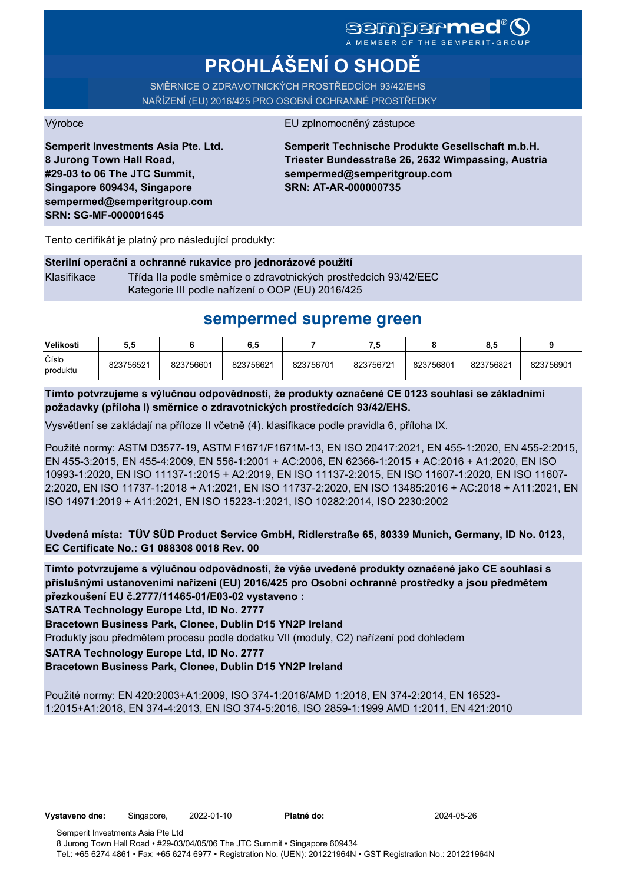sempermed®
A MEMBER OF THE SEMPERIT-GROUP

# PROHLÁŠENÍ O SHODĚ

SMĚRNICE O ZDRAVOTNICKÝCH PROSTŘEDCÍCH 93/42/EHS
NAŘÍZENÍ (EU) 2016/425 PRO OSOBNÍ OCHRANNÉ PROSTŘEDKY

Výrobce

**Semperit Investments Asia Pte. Ltd.**
**8 Jurong Town Hall Road,**
**#29-03 to 06 The JTC Summit,**
**Singapore 609434, Singapore**
**sempermed@semperitgroup.com**
**SRN: SG-MF-000001645**

EU zplnomocněný zástupce

**Semperit Technische Produkte Gesellschaft m.b.H.**
**Triester Bundesstraße 26, 2632 Wimpassing, Austria**
**sempermed@semperitgroup.com**
**SRN: AT-AR-000000735**

Tento certifikát je platný pro následující produkty:

**Sterilní operační a ochranné rukavice pro jednorázové použití**

Klasifikace Třída IIa podle směrnice o zdravotnických prostředcích 93/42/EEC
Kategorie III podle nařízení o OOP (EU) 2016/425

## sempermed supreme green

| Velikosti | 5,5 | 6 | 6,5 | 7 | 7,5 | 8 | 8,5 | 9 |
|---|---|---|---|---|---|---|---|---|
| Číslo produktu | 823756521 | 823756601 | 823756621 | 823756701 | 823756721 | 823756801 | 823756821 | 823756901 |

**Tímto potvrzujeme s výlučnou odpovědností, že produkty označené CE 0123 souhlasí se základními požadavky (příloha I) směrnice o zdravotnických prostředcích 93/42/EHS.**

Vysvětlení se zakládají na příloze II včetně (4). klasifikace podle pravidla 6, příloha IX.

Použité normy: ASTM D3577-19, ASTM F1671/F1671M-13, EN ISO 20417:2021, EN 455-1:2020, EN 455-2:2015, EN 455-3:2015, EN 455-4:2009, EN 556-1:2001 + AC:2006, EN 62366-1:2015 + AC:2016 + A1:2020, EN ISO 10993-1:2020, EN ISO 11137-1:2015 + A2:2019, EN ISO 11137-2:2015, EN ISO 11607-1:2020, EN ISO 11607-2:2020, EN ISO 11737-1:2018 + A1:2021, EN ISO 11737-2:2020, EN ISO 13485:2016 + AC:2018 + A11:2021, EN ISO 14971:2019 + A11:2021, EN ISO 15223-1:2021, ISO 10282:2014, ISO 2230:2002

**Uvedená místa: TÜV SÜD Product Service GmbH, Ridlerstraße 65, 80339 Munich, Germany, ID No. 0123, EC Certificate No.: G1 088308 0018 Rev. 00**

**Tímto potvrzujeme s výlučnou odpovědností, že výše uvedené produkty označené jako CE souhlasí s příslušnými ustanoveními nařízení (EU) 2016/425 pro Osobní ochranné prostředky a jsou předmětem přezkoušení EU č.2777/11465-01/E03-02 vystaveno :**
**SATRA Technology Europe Ltd, ID No. 2777**
**Bracetown Business Park, Clonee, Dublin D15 YN2P Ireland**
Produkty jsou předmětem procesu podle dodatku VII (moduly, C2) nařízení pod dohledem
**SATRA Technology Europe Ltd, ID No. 2777**
**Bracetown Business Park, Clonee, Dublin D15 YN2P Ireland**

Použité normy: EN 420:2003+A1:2009, ISO 374-1:2016/AMD 1:2018, EN 374-2:2014, EN 16523-1:2015+A1:2018, EN 374-4:2013, EN ISO 374-5:2016, ISO 2859-1:1999 AMD 1:2011, EN 421:2010

**Vystaveno dne:** Singapore, 2022-01-10 **Platné do:** 2024-05-26

Semperit Investments Asia Pte Ltd
8 Jurong Town Hall Road • #29-03/04/05/06 The JTC Summit • Singapore 609434
Tel.: +65 6274 4861 • Fax: +65 6274 6977 • Registration No. (UEN): 201221964N • GST Registration No.: 201221964N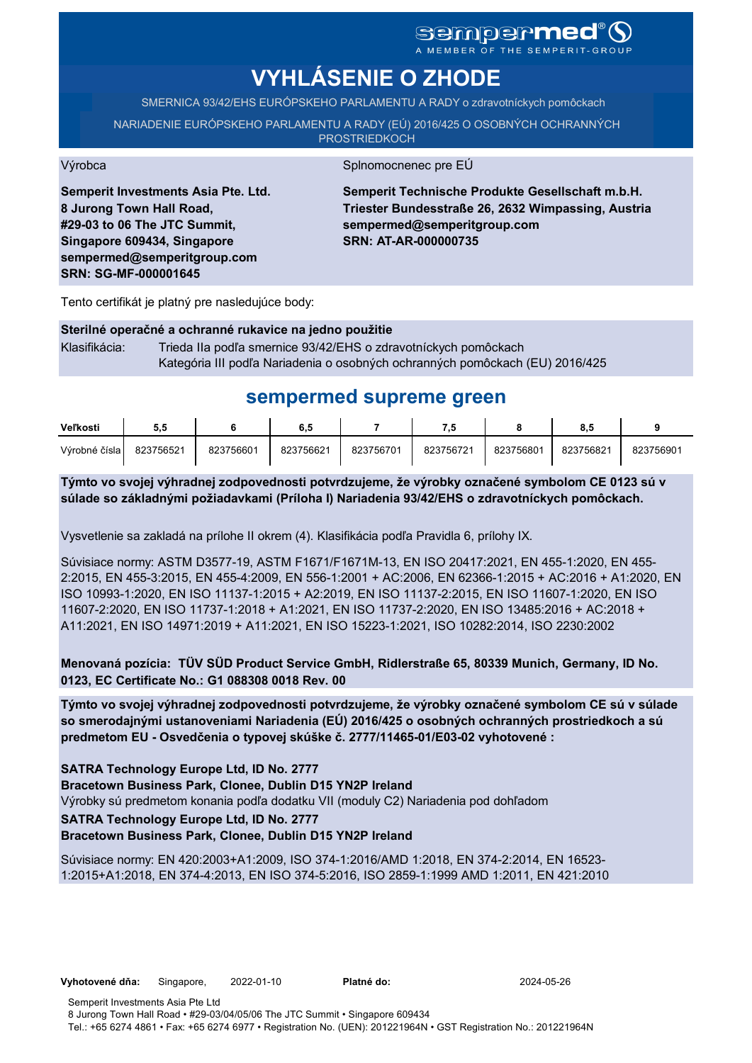sempermed® A MEMBER OF THE SEMPERIT-GROUP

# VYHLÁSENIE O ZHODE

SMERNICA 93/42/EHS EURÓPSKEHO PARLAMENTU A RADY o zdravotníckych pomôckach

NARIADENIE EURÓPSKEHO PARLAMENTU A RADY (EÚ) 2016/425 O OSOBNÝCH OCHRANNÝCH PROSTRIEDKOCH

Výrobca

**Semperit Investments Asia Pte. Ltd.**
**8 Jurong Town Hall Road,**
**#29-03 to 06 The JTC Summit,**
**Singapore 609434, Singapore**
**sempermed@semperitgroup.com**
**SRN: SG-MF-000001645**

Splnomocnenec pre EÚ

**Semperit Technische Produkte Gesellschaft m.b.H.**
**Triester Bundesstraße 26, 2632 Wimpassing, Austria**
**sempermed@semperitgroup.com**
**SRN: AT-AR-000000735**

Tento certifikát je platný pre nasledujúce body:

**Sterilné operačné a ochranné rukavice na jedno použitie**

Klasifikácia: Trieda IIa podľa smernice 93/42/EHS o zdravotníckych pomôckach
Kategória III podľa Nariadenia o osobných ochranných pomôckach (EU) 2016/425

## sempermed supreme green

| Veľkosti | 5,5 | 6 | 6,5 | 7 | 7,5 | 8 | 8,5 | 9 |
|---|---|---|---|---|---|---|---|---|
| Výrobné čísla | 823756521 | 823756601 | 823756621 | 823756701 | 823756721 | 823756801 | 823756821 | 823756901 |

**Týmto vo svojej výhradnej zodpovednosti potvrdzujeme, že výrobky označené symbolom CE 0123 sú v súlade so základnými požiadavkami (Príloha I) Nariadenia 93/42/EHS o zdravotníckych pomôckach.**

Vysvetlenie sa zakladá na prílohe II okrem (4). Klasifikácia podľa Pravidla 6, prílohy IX.

Súvisiace normy: ASTM D3577-19, ASTM F1671/F1671M-13, EN ISO 20417:2021, EN 455-1:2020, EN 455-2:2015, EN 455-3:2015, EN 455-4:2009, EN 556-1:2001 + AC:2006, EN 62366-1:2015 + AC:2016 + A1:2020, EN ISO 10993-1:2020, EN ISO 11137-1:2015 + A2:2019, EN ISO 11137-2:2015, EN ISO 11607-1:2020, EN ISO 11607-2:2020, EN ISO 11737-1:2018 + A1:2021, EN ISO 11737-2:2020, EN ISO 13485:2016 + AC:2018 + A11:2021, EN ISO 14971:2019 + A11:2021, EN ISO 15223-1:2021, ISO 10282:2014, ISO 2230:2002

**Menovaná pozícia: TÜV SÜD Product Service GmbH, Ridlerstraße 65, 80339 Munich, Germany, ID No. 0123, EC Certificate No.: G1 088308 0018 Rev. 00**

**Týmto vo svojej výhradnej zodpovednosti potvrdzujeme, že výrobky označené symbolom CE sú v súlade so smerodajnými ustanoveniami Nariadenia (EÚ) 2016/425 o osobných ochranných prostriedkoch a sú predmetom EU - Osvedčenia o typovej skúške č. 2777/11465-01/E03-02 vyhotovené :**

**SATRA Technology Europe Ltd, ID No. 2777**
**Bracetown Business Park, Clonee, Dublin D15 YN2P Ireland**
Výrobky sú predmetom konania podľa dodatku VII (moduly C2) Nariadenia pod dohľadom
**SATRA Technology Europe Ltd, ID No. 2777**
**Bracetown Business Park, Clonee, Dublin D15 YN2P Ireland**

Súvisiace normy: EN 420:2003+A1:2009, ISO 374-1:2016/AMD 1:2018, EN 374-2:2014, EN 16523-1:2015+A1:2018, EN 374-4:2013, EN ISO 374-5:2016, ISO 2859-1:1999 AMD 1:2011, EN 421:2010

**Vyhotovené dňa:** Singapore, 2022-01-10 **Platné do:** 2024-05-26

Semperit Investments Asia Pte Ltd
8 Jurong Town Hall Road • #29-03/04/05/06 The JTC Summit • Singapore 609434
Tel.: +65 6274 4861 • Fax: +65 6274 6977 • Registration No. (UEN): 201221964N • GST Registration No.: 201221964N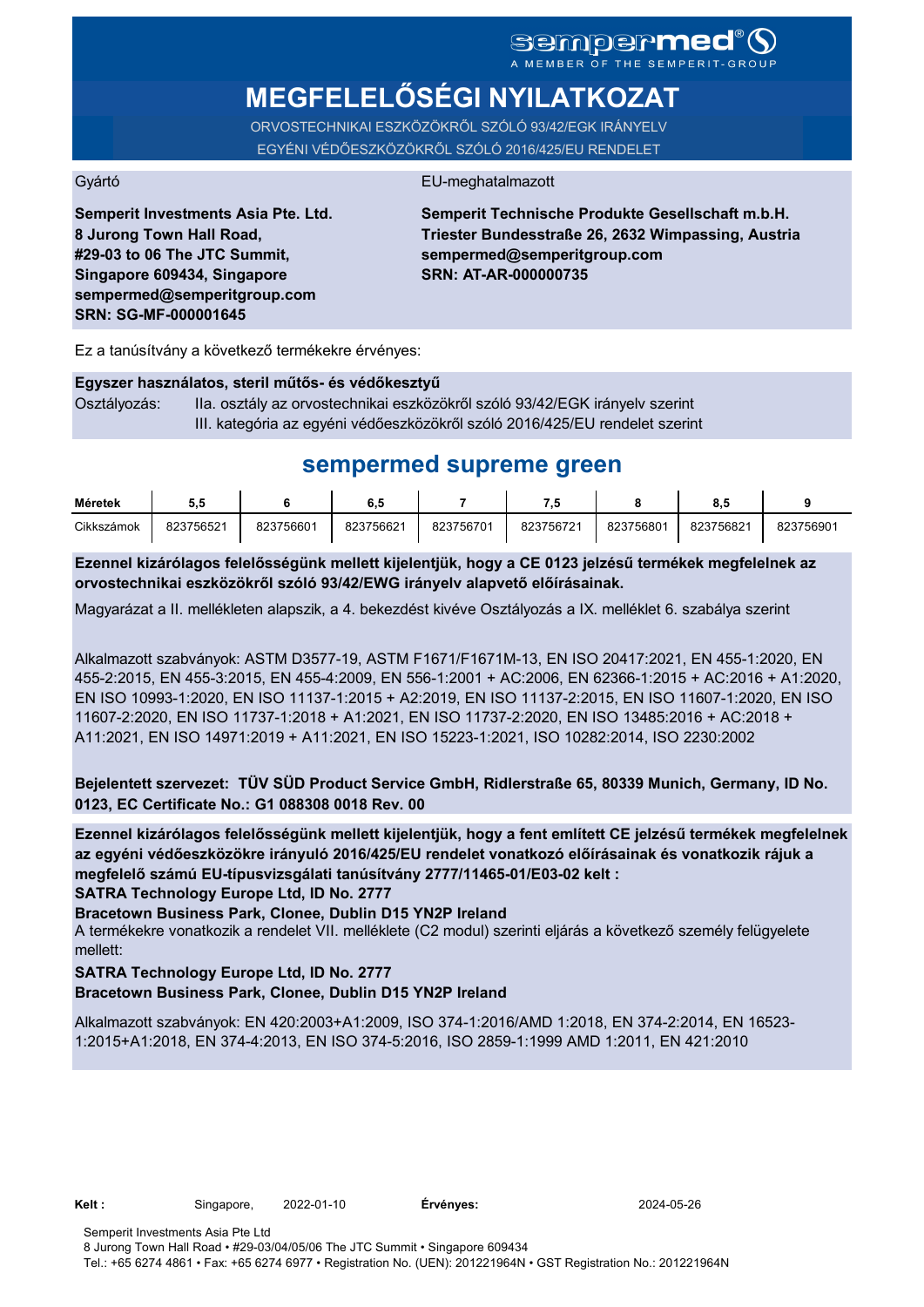sempermed®
A MEMBER OF THE SEMPERIT-GROUP

# MEGFELELŐSÉGI NYILATKOZAT

ORVOSTECHNIKAI ESZKÖZÖKRŐL SZÓLÓ 93/42/EGK IRÁNYELV
EGYÉNI VÉDŐESZKÖZÖKRŐL SZÓLÓ 2016/425/EU RENDELET

Gyártó

**Semperit Investments Asia Pte. Ltd.**
**8 Jurong Town Hall Road,**
**#29-03 to 06 The JTC Summit,**
**Singapore 609434, Singapore**
**sempermed@semperitgroup.com**
**SRN: SG-MF-000001645**

EU-meghatalmazott

**Semperit Technische Produkte Gesellschaft m.b.H.**
**Triester Bundesstraße 26, 2632 Wimpassing, Austria**
**sempermed@semperitgroup.com**
**SRN: AT-AR-000000735**

Ez a tanúsítvány a következő termékekre érvényes:

**Egyszer használatos, steril műtős- és védőkesztyű**

Osztályozás: IIa. osztály az orvostechnikai eszközökről szóló 93/42/EGK irányelv szerint
III. kategória az egyéni védőeszközökről szóló 2016/425/EU rendelet szerint

## sempermed supreme green

| Méretek | 5,5 | 6 | 6,5 | 7 | 7,5 | 8 | 8,5 | 9 |
|---|---|---|---|---|---|---|---|---|
| Cikkszámok | 823756521 | 823756601 | 823756621 | 823756701 | 823756721 | 823756801 | 823756821 | 823756901 |

**Ezennel kizárólagos felelősségünk mellett kijelentjük, hogy a CE 0123 jelzésű termékek megfelelnek az orvostechnikai eszközökről szóló 93/42/EWG irányelv alapvető előírásainak.**

Magyarázat a II. mellékleten alapszik, a 4. bekezdést kivéve Osztályozás a IX. melléklet 6. szabálya szerint

Alkalmazott szabványok: ASTM D3577-19, ASTM F1671/F1671M-13, EN ISO 20417:2021, EN 455-1:2020, EN 455-2:2015, EN 455-3:2015, EN 455-4:2009, EN 556-1:2001 + AC:2006, EN 62366-1:2015 + AC:2016 + A1:2020, EN ISO 10993-1:2020, EN ISO 11137-1:2015 + A2:2019, EN ISO 11137-2:2015, EN ISO 11607-1:2020, EN ISO 11607-2:2020, EN ISO 11737-1:2018 + A1:2021, EN ISO 11737-2:2020, EN ISO 13485:2016 + AC:2018 + A11:2021, EN ISO 14971:2019 + A11:2021, EN ISO 15223-1:2021, ISO 10282:2014, ISO 2230:2002

**Bejelentett szervezet: TÜV SÜD Product Service GmbH, Ridlerstraße 65, 80339 Munich, Germany, ID No. 0123, EC Certificate No.: G1 088308 0018 Rev. 00**

**Ezennel kizárólagos felelősségünk mellett kijelentjük, hogy a fent említett CE jelzésű termékek megfelelnek az egyéni védőeszközökre irányuló 2016/425/EU rendelet vonatkozó előírásainak és vonatkozik rájuk a megfelelő számú EU-típusvizsgálati tanúsítvány 2777/11465-01/E03-02 kelt :**
**SATRA Technology Europe Ltd, ID No. 2777**
**Bracetown Business Park, Clonee, Dublin D15 YN2P Ireland**
A termékekre vonatkozik a rendelet VII. melléklete (C2 modul) szerinti eljárás a következő személy felügyelete mellett:
**SATRA Technology Europe Ltd, ID No. 2777**
**Bracetown Business Park, Clonee, Dublin D15 YN2P Ireland**

Alkalmazott szabványok: EN 420:2003+A1:2009, ISO 374-1:2016/AMD 1:2018, EN 374-2:2014, EN 16523-1:2015+A1:2018, EN 374-4:2013, EN ISO 374-5:2016, ISO 2859-1:1999 AMD 1:2011, EN 421:2010

**Kelt :** Singapore, 2022-01-10 **Érvényes:** 2024-05-26

Semperit Investments Asia Pte Ltd
8 Jurong Town Hall Road • #29-03/04/05/06 The JTC Summit • Singapore 609434
Tel.: +65 6274 4861 • Fax: +65 6274 6977 • Registration No. (UEN): 201221964N • GST Registration No.: 201221964N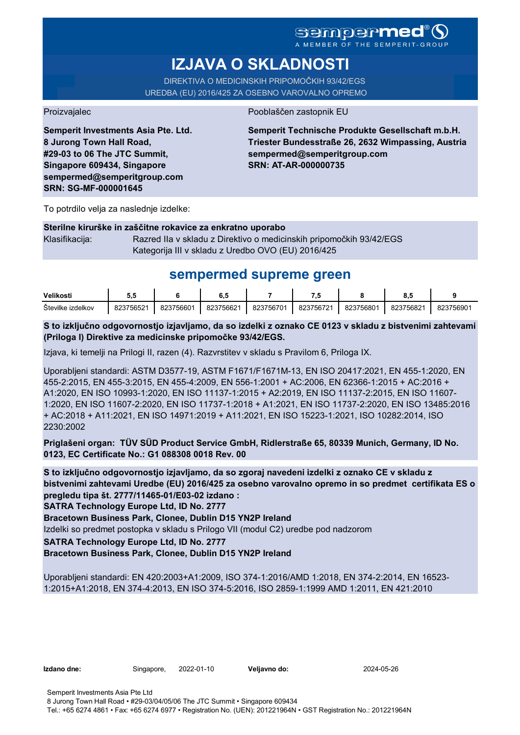sempermed® A MEMBER OF THE SEMPERIT-GROUP

# IZJAVA O SKLADNOSTI

DIREKTIVA O MEDICINSKIH PRIPOMOČKIH 93/42/EGS
UREDBA (EU) 2016/425 ZA OSEBNO VAROVALNO OPREMO

Proizvajalec

**Semperit Investments Asia Pte. Ltd.**
**8 Jurong Town Hall Road,**
**#29-03 to 06 The JTC Summit,**
**Singapore 609434, Singapore**
**sempermed@semperitgroup.com**
**SRN: SG-MF-000001645**

Pooblaščen zastopnik EU

**Semperit Technische Produkte Gesellschaft m.b.H.**
**Triester Bundesstraße 26, 2632 Wimpassing, Austria**
**sempermed@semperitgroup.com**
**SRN: AT-AR-000000735**

To potrdilo velja za naslednje izdelke:

**Sterilne kirurške in zaščitne rokavice za enkratno uporabo**

Klasifikacija: Razred IIa v skladu z Direktivo o medicinskih pripomočkih 93/42/EGS
Kategorija III v skladu z Uredbo OVO (EU) 2016/425

## sempermed supreme green

| Velikosti | 5,5 | 6 | 6,5 | 7 | 7,5 | 8 | 8,5 | 9 |
|---|---|---|---|---|---|---|---|---|
| Številke izdelkov | 823756521 | 823756601 | 823756621 | 823756701 | 823756721 | 823756801 | 823756821 | 823756901 |

**S to izključno odgovornostjo izjavljamo, da so izdelki z oznako CE 0123 v skladu z bistvenimi zahtevami (Priloga I) Direktive za medicinske pripomočke 93/42/EGS.**

Izjava, ki temelji na Prilogi II, razen (4). Razvrstitev v skladu s Pravilom 6, Priloga IX.

Uporabljeni standardi: ASTM D3577-19, ASTM F1671/F1671M-13, EN ISO 20417:2021, EN 455-1:2020, EN 455-2:2015, EN 455-3:2015, EN 455-4:2009, EN 556-1:2001 + AC:2006, EN 62366-1:2015 + AC:2016 + A1:2020, EN ISO 10993-1:2020, EN ISO 11137-1:2015 + A2:2019, EN ISO 11137-2:2015, EN ISO 11607-1:2020, EN ISO 11607-2:2020, EN ISO 11737-1:2018 + A1:2021, EN ISO 11737-2:2020, EN ISO 13485:2016 + AC:2018 + A11:2021, EN ISO 14971:2019 + A11:2021, EN ISO 15223-1:2021, ISO 10282:2014, ISO 2230:2002

**Priglašeni organ: TÜV SÜD Product Service GmbH, Ridlerstraße 65, 80339 Munich, Germany, ID No. 0123, EC Certificate No.: G1 088308 0018 Rev. 00**

**S to izključno odgovornostjo izjavljamo, da so zgoraj navedeni izdelki z oznako CE v skladu z bistvenimi zahtevami Uredbe (EU) 2016/425 za osebno varovalno opremo in so predmet certifikata ES o pregledu tipa št. 2777/11465-01/E03-02 izdano :**
**SATRA Technology Europe Ltd, ID No. 2777**
**Bracetown Business Park, Clonee, Dublin D15 YN2P Ireland**
Izdelki so predmet postopka v skladu s Prilogo VII (modul C2) uredbe pod nadzorom
**SATRA Technology Europe Ltd, ID No. 2777**
**Bracetown Business Park, Clonee, Dublin D15 YN2P Ireland**

Uporabljeni standardi: EN 420:2003+A1:2009, ISO 374-1:2016/AMD 1:2018, EN 374-2:2014, EN 16523-1:2015+A1:2018, EN 374-4:2013, EN ISO 374-5:2016, ISO 2859-1:1999 AMD 1:2011, EN 421:2010

**Izdano dne:** Singapore, 2022-01-10 **Veljavno do:** 2024-05-26

Semperit Investments Asia Pte Ltd
8 Jurong Town Hall Road • #29-03/04/05/06 The JTC Summit • Singapore 609434
Tel.: +65 6274 4861 • Fax: +65 6274 6977 • Registration No. (UEN): 201221964N • GST Registration No.: 201221964N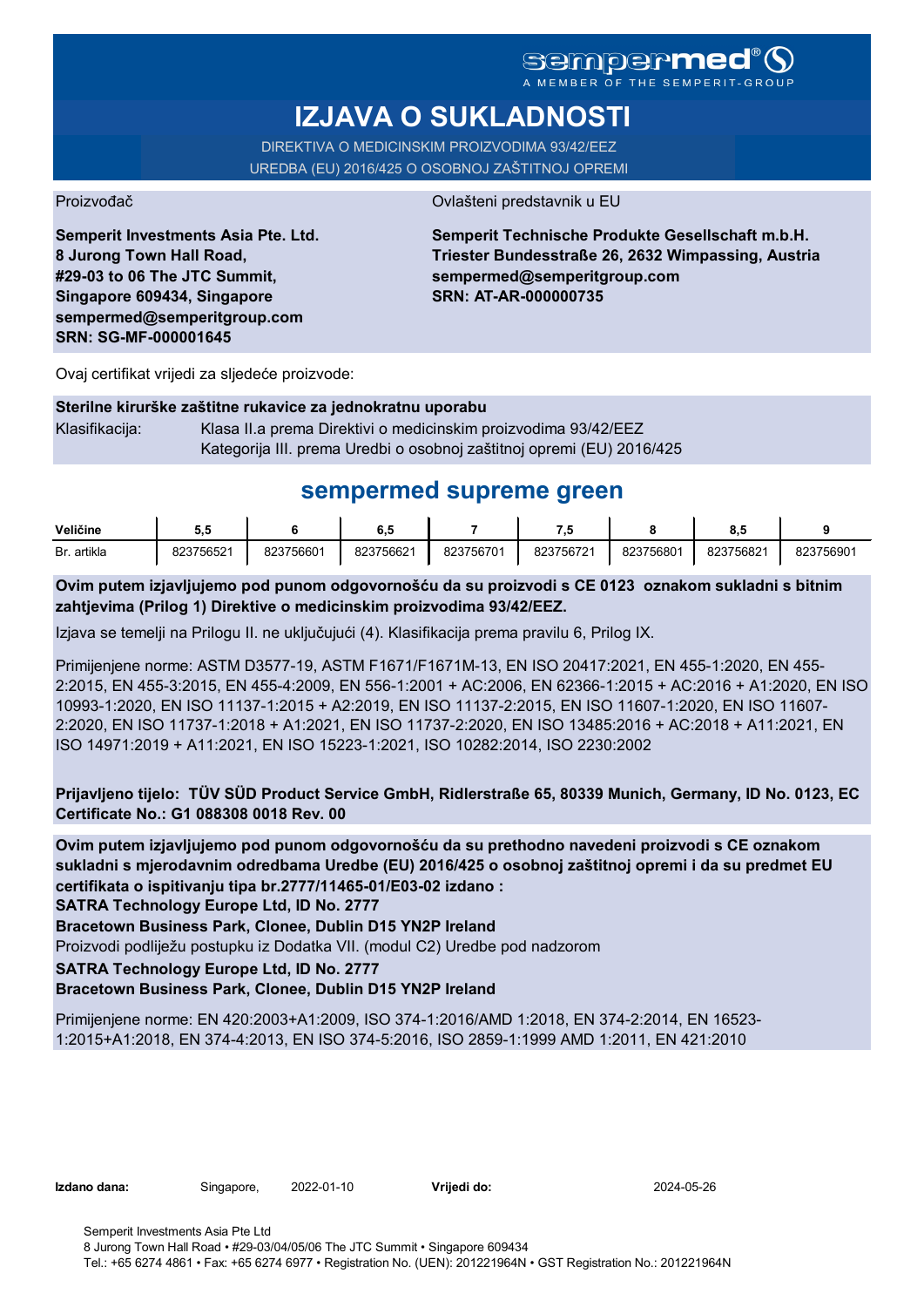sempermed®
A MEMBER OF THE SEMPERIT-GROUP

# IZJAVA O SUKLADNOSTI

DIREKTIVA O MEDICINSKIM PROIZVODIMA 93/42/EEZ
UREDBA (EU) 2016/425 O OSOBNOJ ZAŠTITNOJ OPREMI

Proizvođač

**Semperit Investments Asia Pte. Ltd.**
**8 Jurong Town Hall Road,**
**#29-03 to 06 The JTC Summit,**
**Singapore 609434, Singapore**
**sempermed@semperitgroup.com**
**SRN: SG-MF-000001645**

Ovlašteni predstavnik u EU

**Semperit Technische Produkte Gesellschaft m.b.H.**
**Triester Bundesstraße 26, 2632 Wimpassing, Austria**
**sempermed@semperitgroup.com**
**SRN: AT-AR-000000735**

Ovaj certifikat vrijedi za sljedeće proizvode:

**Sterilne kirurške zaštitne rukavice za jednokratnu uporabu**

Klasifikacija: Klasa II.a prema Direktivi o medicinskim proizvodima 93/42/EEZ
Kategorija III. prema Uredbi o osobnoj zaštitnoj opremi (EU) 2016/425

## sempermed supreme green

| Veličine | 5,5 | 6 | 6,5 | 7 | 7,5 | 8 | 8,5 | 9 |
|---|---|---|---|---|---|---|---|---|
| Br. artikla | 823756521 | 823756601 | 823756621 | 823756701 | 823756721 | 823756801 | 823756821 | 823756901 |

**Ovim putem izjavljujemo pod punom odgovornošću da su proizvodi s CE 0123 oznakom sukladni s bitnim zahtjevima (Prilog 1) Direktive o medicinskim proizvodima 93/42/EEZ.**

Izjava se temelji na Prilogu II. ne uključujući (4). Klasifikacija prema pravilu 6, Prilog IX.

Primijenjene norme: ASTM D3577-19, ASTM F1671/F1671M-13, EN ISO 20417:2021, EN 455-1:2020, EN 455-2:2015, EN 455-3:2015, EN 455-4:2009, EN 556-1:2001 + AC:2006, EN 62366-1:2015 + AC:2016 + A1:2020, EN ISO 10993-1:2020, EN ISO 11137-1:2015 + A2:2019, EN ISO 11137-2:2015, EN ISO 11607-1:2020, EN ISO 11607-2:2020, EN ISO 11737-1:2018 + A1:2021, EN ISO 11737-2:2020, EN ISO 13485:2016 + AC:2018 + A11:2021, EN ISO 14971:2019 + A11:2021, EN ISO 15223-1:2021, ISO 10282:2014, ISO 2230:2002

**Prijavljeno tijelo: TÜV SÜD Product Service GmbH, Ridlerstraße 65, 80339 Munich, Germany, ID No. 0123, EC Certificate No.: G1 088308 0018 Rev. 00**

**Ovim putem izjavljujemo pod punom odgovornošću da su prethodno navedeni proizvodi s CE oznakom sukladni s mjerodavnim odredbama Uredbe (EU) 2016/425 o osobnoj zaštitnoj opremi i da su predmet EU certifikata o ispitivanju tipa br.2777/11465-01/E03-02 izdano :**
**SATRA Technology Europe Ltd, ID No. 2777**
**Bracetown Business Park, Clonee, Dublin D15 YN2P Ireland**

Proizvodi podliježu postupku iz Dodatka VII. (modul C2) Uredbe pod nadzorom

**SATRA Technology Europe Ltd, ID No. 2777**
**Bracetown Business Park, Clonee, Dublin D15 YN2P Ireland**

Primijenjene norme: EN 420:2003+A1:2009, ISO 374-1:2016/AMD 1:2018, EN 374-2:2014, EN 16523-1:2015+A1:2018, EN 374-4:2013, EN ISO 374-5:2016, ISO 2859-1:1999 AMD 1:2011, EN 421:2010

**Izdano dana:** Singapore, 2022-01-10 **Vrijedi do:** 2024-05-26

Semperit Investments Asia Pte Ltd
8 Jurong Town Hall Road • #29-03/04/05/06 The JTC Summit • Singapore 609434
Tel.: +65 6274 4861 • Fax: +65 6274 6977 • Registration No. (UEN): 201221964N • GST Registration No.: 201221964N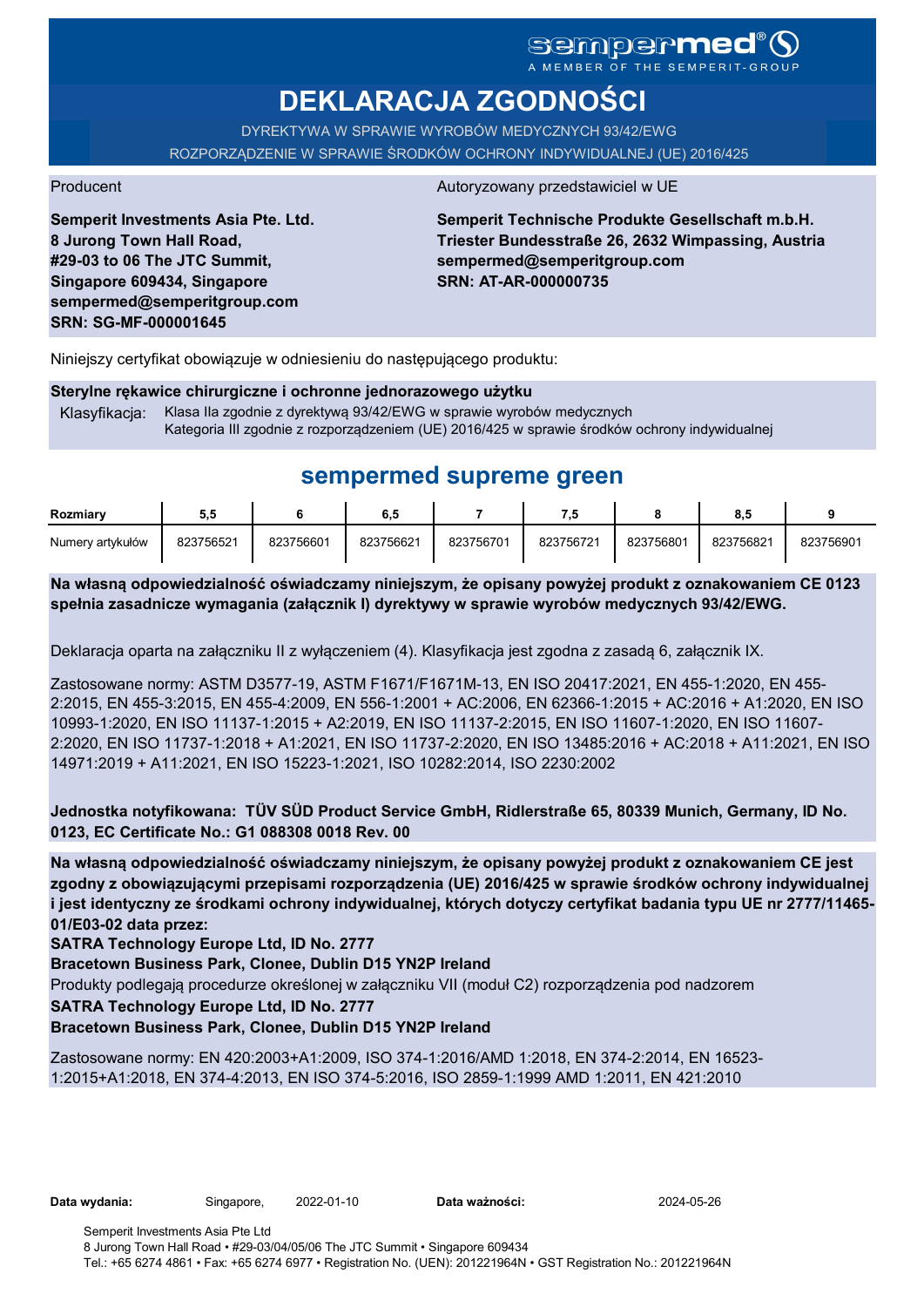sempermed®
A MEMBER OF THE SEMPERIT-GROUP

# DEKLARACJA ZGODNOŚCI

DYREKTYWA W SPRAWIE WYROBÓW MEDYCZNYCH 93/42/EWG
ROZPORZĄDZENIE W SPRAWIE ŚRODKÓW OCHRONY INDYWIDUALNEJ (UE) 2016/425

Producent

**Semperit Investments Asia Pte. Ltd.**
**8 Jurong Town Hall Road,**
**#29-03 to 06 The JTC Summit,**
**Singapore 609434, Singapore**
**sempermed@semperitgroup.com**
**SRN: SG-MF-000001645**

Autoryzowany przedstawiciel w UE

**Semperit Technische Produkte Gesellschaft m.b.H.**
**Triester Bundesstraße 26, 2632 Wimpassing, Austria**
**sempermed@semperitgroup.com**
**SRN: AT-AR-000000735**

Niniejszy certyfikat obowiązuje w odniesieniu do następującego produktu:

**Sterylne rękawice chirurgiczne i ochronne jednorazowego użytku**

Klasyfikacja: Klasa IIa zgodnie z dyrektywą 93/42/EWG w sprawie wyrobów medycznych
Kategoria III zgodnie z rozporządzeniem (UE) 2016/425 w sprawie środków ochrony indywidualnej

## sempermed supreme green

| Rozmiary | 5,5 | 6 | 6,5 | 7 | 7,5 | 8 | 8,5 | 9 |
|---|---|---|---|---|---|---|---|---|
| Numery artykułów | 823756521 | 823756601 | 823756621 | 823756701 | 823756721 | 823756801 | 823756821 | 823756901 |

**Na własną odpowiedzialność oświadczamy niniejszym, że opisany powyżej produkt z oznakowaniem CE 0123 spełnia zasadnicze wymagania (załącznik I) dyrektywy w sprawie wyrobów medycznych 93/42/EWG.**

Deklaracja oparta na załączniku II z wyłączeniem (4). Klasyfikacja jest zgodna z zasadą 6, załącznik IX.

Zastosowane normy: ASTM D3577-19, ASTM F1671/F1671M-13, EN ISO 20417:2021, EN 455-1:2020, EN 455-2:2015, EN 455-3:2015, EN 455-4:2009, EN 556-1:2001 + AC:2006, EN 62366-1:2015 + AC:2016 + A1:2020, EN ISO 10993-1:2020, EN ISO 11137-1:2015 + A2:2019, EN ISO 11137-2:2015, EN ISO 11607-1:2020, EN ISO 11607-2:2020, EN ISO 11737-1:2018 + A1:2021, EN ISO 11737-2:2020, EN ISO 13485:2016 + AC:2018 + A11:2021, EN ISO 14971:2019 + A11:2021, EN ISO 15223-1:2021, ISO 10282:2014, ISO 2230:2002

**Jednostka notyfikowana: TÜV SÜD Product Service GmbH, Ridlerstraße 65, 80339 Munich, Germany, ID No. 0123, EC Certificate No.: G1 088308 0018 Rev. 00**

**Na własną odpowiedzialność oświadczamy niniejszym, że opisany powyżej produkt z oznakowaniem CE jest zgodny z obowiązującymi przepisami rozporządzenia (UE) 2016/425 w sprawie środków ochrony indywidualnej i jest identyczny ze środkami ochrony indywidualnej, których dotyczy certyfikat badania typu UE nr 2777/11465-01/E03-02 data przez:**
**SATRA Technology Europe Ltd, ID No. 2777**
**Bracetown Business Park, Clonee, Dublin D15 YN2P Ireland**
Produkty podlegają procedurze określonej w załączniku VII (moduł C2) rozporządzenia pod nadzorem
**SATRA Technology Europe Ltd, ID No. 2777**
**Bracetown Business Park, Clonee, Dublin D15 YN2P Ireland**

Zastosowane normy: EN 420:2003+A1:2009, ISO 374-1:2016/AMD 1:2018, EN 374-2:2014, EN 16523-1:2015+A1:2018, EN 374-4:2013, EN ISO 374-5:2016, ISO 2859-1:1999 AMD 1:2011, EN 421:2010

**Data wydania:** Singapore, 2022-01-10 **Data ważności:** 2024-05-26

Semperit Investments Asia Pte Ltd
8 Jurong Town Hall Road • #29-03/04/05/06 The JTC Summit • Singapore 609434
Tel.: +65 6274 4861 • Fax: +65 6274 6977 • Registration No. (UEN): 201221964N • GST Registration No.: 201221964N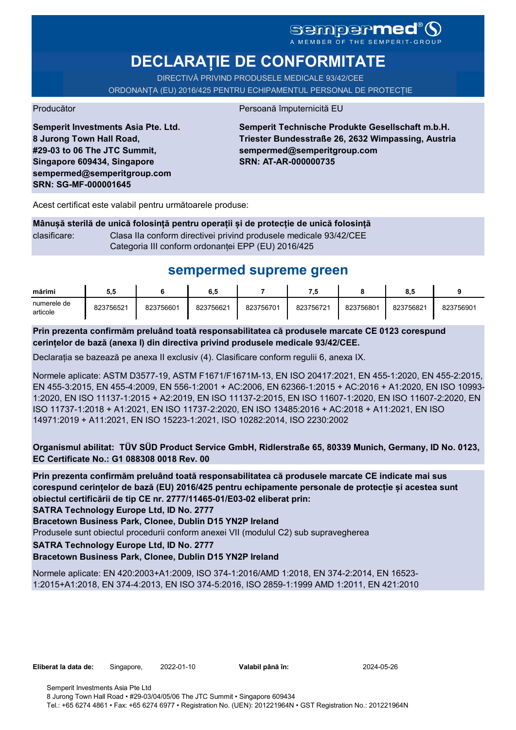sempermed®
A MEMBER OF THE SEMPERIT-GROUP

# DECLARAȚIE DE CONFORMITATE

DIRECTIVĂ PRIVIND PRODUSELE MEDICALE 93/42/CEE

ORDONANȚA (EU) 2016/425 PENTRU ECHIPAMENTUL PERSONAL DE PROTECȚIE

Producător

**Semperit Investments Asia Pte. Ltd.**
**8 Jurong Town Hall Road,**
**#29-03 to 06 The JTC Summit,**
**Singapore 609434, Singapore**
**sempermed@semperitgroup.com**
**SRN: SG-MF-000001645**

Persoană împuternicită EU

**Semperit Technische Produkte Gesellschaft m.b.H.**
**Triester Bundesstraße 26, 2632 Wimpassing, Austria**
**sempermed@semperitgroup.com**
**SRN: AT-AR-000000735**

Acest certificat este valabil pentru următoarele produse:

**Mânușă sterilă de unică folosință pentru operații și de protecție de unică folosință**

clasificare: Clasa IIa conform directivei privind produsele medicale 93/42/CEE
Categoria III conform ordonanței EPP (EU) 2016/425

## sempermed supreme green

| mărimi | 5,5 | 6 | 6,5 | 7 | 7,5 | 8 | 8,5 | 9 |
|---|---|---|---|---|---|---|---|---|
| numerele de articole | 823756521 | 823756601 | 823756621 | 823756701 | 823756721 | 823756801 | 823756821 | 823756901 |

**Prin prezenta confirmăm preluând toată responsabilitatea că produsele marcate CE 0123 corespund cerințelor de bază (anexa I) din directiva privind produsele medicale 93/42/CEE.**

Declarația se bazează pe anexa II exclusiv (4). Clasificare conform regulii 6, anexa IX.

Normele aplicate: ASTM D3577-19, ASTM F1671/F1671M-13, EN ISO 20417:2021, EN 455-1:2020, EN 455-2:2015, EN 455-3:2015, EN 455-4:2009, EN 556-1:2001 + AC:2006, EN 62366-1:2015 + AC:2016 + A1:2020, EN ISO 10993-1:2020, EN ISO 11137-1:2015 + A2:2019, EN ISO 11137-2:2015, EN ISO 11607-1:2020, EN ISO 11607-2:2020, EN ISO 11737-1:2018 + A1:2021, EN ISO 11737-2:2020, EN ISO 13485:2016 + AC:2018 + A11:2021, EN ISO 14971:2019 + A11:2021, EN ISO 15223-1:2021, ISO 10282:2014, ISO 2230:2002

**Organismul abilitat: TÜV SÜD Product Service GmbH, Ridlerstraße 65, 80339 Munich, Germany, ID No. 0123, EC Certificate No.: G1 088308 0018 Rev. 00**

**Prin prezenta confirmăm preluând toată responsabilitatea că produsele marcate CE indicate mai sus corespund cerințelor de bază (EU) 2016/425 pentru echipamente personale de protecție și acestea sunt obiectul certificării de tip CE nr. 2777/11465-01/E03-02 eliberat prin:**
**SATRA Technology Europe Ltd, ID No. 2777**
**Bracetown Business Park, Clonee, Dublin D15 YN2P Ireland**
Produsele sunt obiectul procedurii conform anexei VII (modulul C2) sub supravegherea
**SATRA Technology Europe Ltd, ID No. 2777**
**Bracetown Business Park, Clonee, Dublin D15 YN2P Ireland**

Normele aplicate: EN 420:2003+A1:2009, ISO 374-1:2016/AMD 1:2018, EN 374-2:2014, EN 16523-1:2015+A1:2018, EN 374-4:2013, EN ISO 374-5:2016, ISO 2859-1:1999 AMD 1:2011, EN 421:2010

**Eliberat la data de:** Singapore, 2022-01-10 **Valabil până în:** 2024-05-26

Semperit Investments Asia Pte Ltd
8 Jurong Town Hall Road • #29-03/04/05/06 The JTC Summit • Singapore 609434
Tel.: +65 6274 4861 • Fax: +65 6274 6977 • Registration No. (UEN): 201221964N • GST Registration No.: 201221964N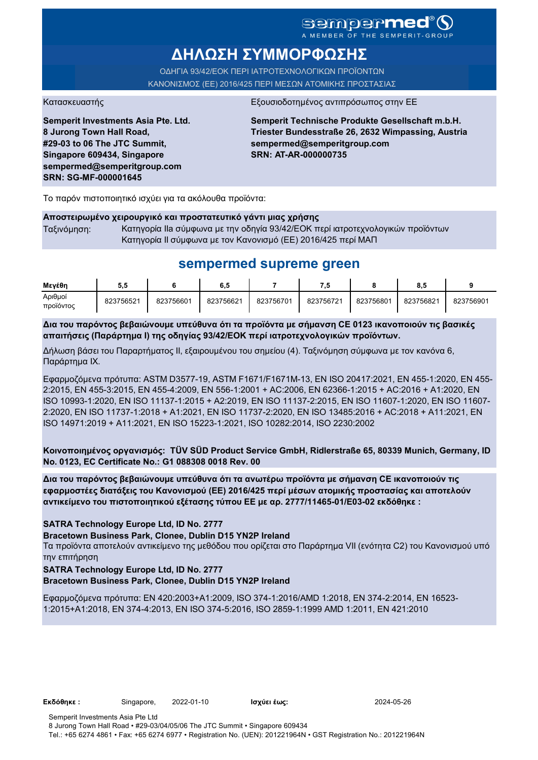sempermed® A MEMBER OF THE SEMPERIT-GROUP

# ΔΗΛΩΣΗ ΣΥΜΜΟΡΦΩΣΗΣ

ΟΔΗΓΙΑ 93/42/ΕΟΚ ΠΕΡΙ ΙΑΤΡΟΤΕΧΝΟΛΟΓΙΚΩΝ ΠΡΟΪΟΝΤΩΝ
ΚΑΝΟΝΙΣΜΟΣ (ΕΕ) 2016/425 ΠΕΡΙ ΜΕΣΩΝ ΑΤΟΜΙΚΗΣ ΠΡΟΣΤΑΣΙΑΣ

Κατασκευαστής

**Semperit Investments Asia Pte. Ltd.**
**8 Jurong Town Hall Road,**
**#29-03 to 06 The JTC Summit,**
**Singapore 609434, Singapore**
**sempermed@semperitgroup.com**
**SRN: SG-MF-000001645**

Εξουσιοδοτημένος αντιπρόσωπος στην ΕΕ

**Semperit Technische Produkte Gesellschaft m.b.H.**
**Triester Bundesstraße 26, 2632 Wimpassing, Austria**
**sempermed@semperitgroup.com**
**SRN: AT-AR-000000735**

Το παρόν πιστοποιητικό ισχύει για τα ακόλουθα προϊόντα:

**Αποστειρωμένο χειρουργικό και προστατευτικό γάντι μιας χρήσης**

Ταξινόμηση: Κατηγορία IIa σύμφωνα με την οδηγία 93/42/ΕΟΚ περί ιατροτεχνολογικών προϊόντων
Κατηγορία II σύμφωνα με τον Κανονισμό (ΕΕ) 2016/425 περί ΜΑΠ

## sempermed supreme green

| Μεγέθη | 5,5 | 6 | 6,5 | 7 | 7,5 | 8 | 8,5 | 9 |
|---|---|---|---|---|---|---|---|---|
| Αριθμοί προϊόντος | 823756521 | 823756601 | 823756621 | 823756701 | 823756721 | 823756801 | 823756821 | 823756901 |

**Δια του παρόντος βεβαιώνουμε υπεύθυνα ότι τα προϊόντα με σήμανση CE 0123 ικανοποιούν τις βασικές απαιτήσεις (Παράρτημα I) της οδηγίας 93/42/ΕΟΚ περί ιατροτεχνολογικών προϊόντων.**

Δήλωση βάσει του Παραρτήματος II, εξαιρουμένου του σημείου (4). Ταξινόμηση σύμφωνα με τον κανόνα 6, Παράρτημα IX.

Εφαρμοζόμενα πρότυπα: ASTM D3577-19, ASTM F1671/F1671M-13, EN ISO 20417:2021, EN 455-1:2020, EN 455-2:2015, EN 455-3:2015, EN 455-4:2009, EN 556-1:2001 + AC:2006, EN 62366-1:2015 + AC:2016 + A1:2020, EN ISO 10993-1:2020, EN ISO 11137-1:2015 + A2:2019, EN ISO 11137-2:2015, EN ISO 11607-1:2020, EN ISO 11607-2:2020, EN ISO 11737-1:2018 + A1:2021, EN ISO 11737-2:2020, EN ISO 13485:2016 + AC:2018 + A11:2021, EN ISO 14971:2019 + A11:2021, EN ISO 15223-1:2021, ISO 10282:2014, ISO 2230:2002

**Κοινοποιημένος οργανισμός: TÜV SÜD Product Service GmbH, Ridlerstraße 65, 80339 Munich, Germany, ID No. 0123, EC Certificate No.: G1 088308 0018 Rev. 00**

**Δια του παρόντος βεβαιώνουμε υπεύθυνα ότι τα ανωτέρω προϊόντα με σήμανση CE ικανοποιούν τις εφαρμοστέες διατάξεις του Κανονισμού (ΕΕ) 2016/425 περί μέσων ατομικής προστασίας και αποτελούν αντικείμενο του πιστοποιητικού εξέτασης τύπου ΕΕ με αρ. 2777/11465-01/E03-02 εκδόθηκε :**

**SATRA Technology Europe Ltd, ID No. 2777**
**Bracetown Business Park, Clonee, Dublin D15 YN2P Ireland**
Τα προϊόντα αποτελούν αντικείμενο της μεθόδου που ορίζεται στο Παράρτημα VII (ενότητα C2) του Κανονισμού υπό την επιτήρηση
**SATRA Technology Europe Ltd, ID No. 2777**
**Bracetown Business Park, Clonee, Dublin D15 YN2P Ireland**

Εφαρμοζόμενα πρότυπα: EN 420:2003+A1:2009, ISO 374-1:2016/AMD 1:2018, EN 374-2:2014, EN 16523-1:2015+A1:2018, EN 374-4:2013, EN ISO 374-5:2016, ISO 2859-1:1999 AMD 1:2011, EN 421:2010

**Εκδόθηκε :** Singapore, 2022-01-10 **Ισχύει έως:** 2024-05-26

Semperit Investments Asia Pte Ltd
8 Jurong Town Hall Road • #29-03/04/05/06 The JTC Summit • Singapore 609434
Tel.: +65 6274 4861 • Fax: +65 6274 6977 • Registration No. (UEN): 201221964N • GST Registration No.: 201221964N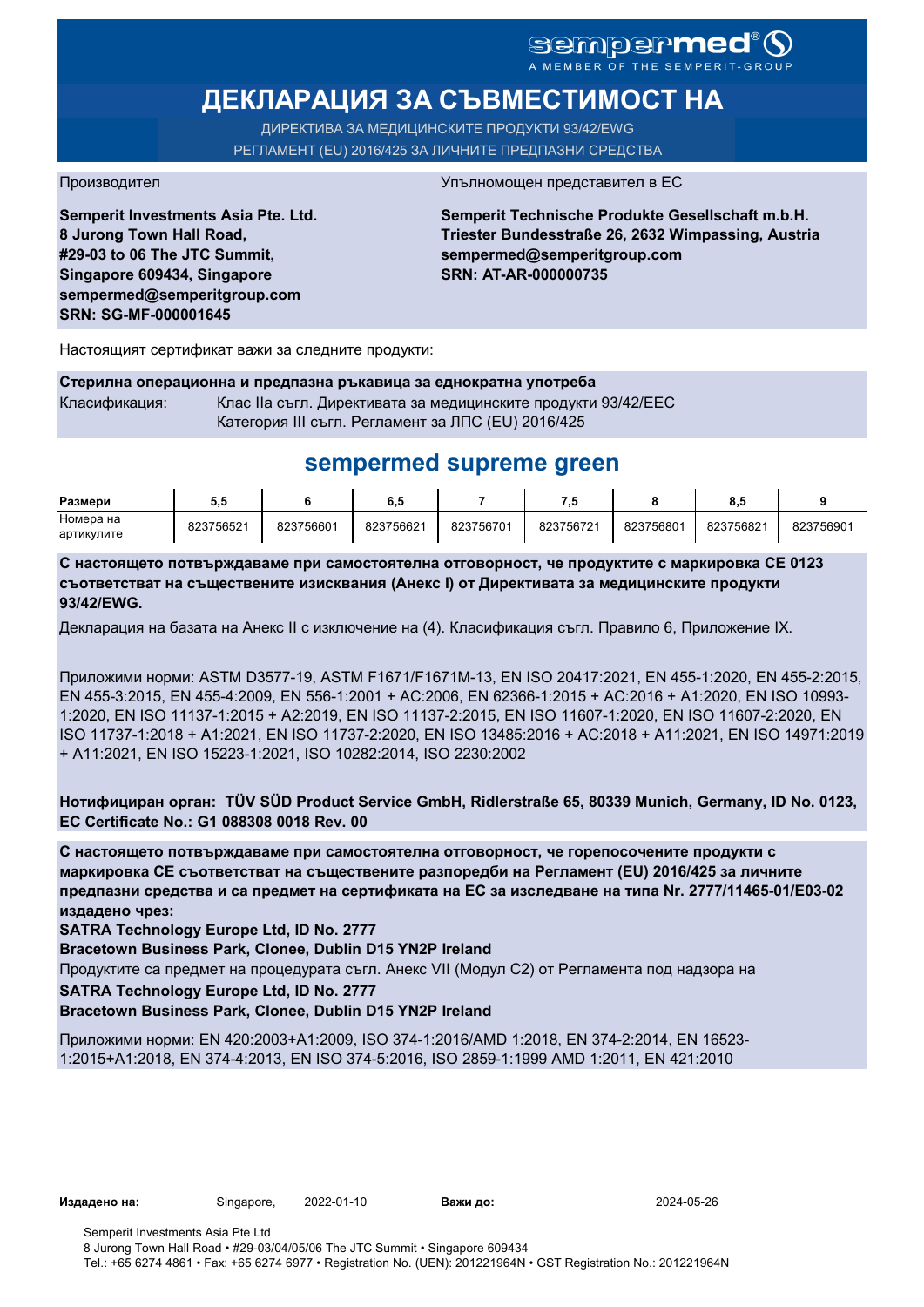sempermed®
A MEMBER OF THE SEMPERIT-GROUP

# ДЕКЛАРАЦИЯ ЗА СЪВМЕСТИМОСТ НА

ДИРЕКТИВА ЗА МЕДИЦИНСКИТЕ ПРОДУКТИ 93/42/EWG
РЕГЛАМЕНТ (EU) 2016/425 ЗА ЛИЧНИТЕ ПРЕДПАЗНИ СРЕДСТВА

Производител

**Semperit Investments Asia Pte. Ltd.**
**8 Jurong Town Hall Road,**
**#29-03 to 06 The JTC Summit,**
**Singapore 609434, Singapore**
**sempermed@semperitgroup.com**
**SRN: SG-MF-000001645**

Упълномощен представител в ЕС

**Semperit Technische Produkte Gesellschaft m.b.H.**
**Triester Bundesstraße 26, 2632 Wimpassing, Austria**
**sempermed@semperitgroup.com**
**SRN: AT-AR-000000735**

Настоящият сертификат важи за следните продукти:

**Стерилна операционна и предпазна ръкавица за еднократна употреба**

Класификация: Клас IIa съгл. Директивата за медицинските продукти 93/42/EEC
Категория III съгл. Регламент за ЛПС (EU) 2016/425

## sempermed supreme green

| Размери | 5,5 | 6 | 6,5 | 7 | 7,5 | 8 | 8,5 | 9 |
|---|---|---|---|---|---|---|---|---|
| Номера на артикулите | 823756521 | 823756601 | 823756621 | 823756701 | 823756721 | 823756801 | 823756821 | 823756901 |

**С настоящето потвърждаваме при самостоятелна отговорност, че продуктите с маркировка CE 0123 съответстват на съществените изисквания (Анекс I) от Директивата за медицинските продукти 93/42/EWG.**

Декларация на базата на Анекс II с изключение на (4). Класификация съгл. Правило 6, Приложение IX.

Приложими норми: ASTM D3577-19, ASTM F1671/F1671M-13, EN ISO 20417:2021, EN 455-1:2020, EN 455-2:2015, EN 455-3:2015, EN 455-4:2009, EN 556-1:2001 + AC:2006, EN 62366-1:2015 + AC:2016 + A1:2020, EN ISO 10993-1:2020, EN ISO 11137-1:2015 + A2:2019, EN ISO 11137-2:2015, EN ISO 11607-1:2020, EN ISO 11607-2:2020, EN ISO 11737-1:2018 + A1:2021, EN ISO 11737-2:2020, EN ISO 13485:2016 + AC:2018 + A11:2021, EN ISO 14971:2019 + A11:2021, EN ISO 15223-1:2021, ISO 10282:2014, ISO 2230:2002

**Нотифициран орган: TÜV SÜD Product Service GmbH, Ridlerstraße 65, 80339 Munich, Germany, ID No. 0123, EC Certificate No.: G1 088308 0018 Rev. 00**

**С настоящето потвърждаваме при самостоятелна отговорност, че горепосочените продукти с маркировка CE съответстват на съществените разпоредби на Регламент (EU) 2016/425 за личните предпазни средства и са предмет на сертификата на ЕС за изследване на типа Nr. 2777/11465-01/E03-02 издадено чрез:**

**SATRA Technology Europe Ltd, ID No. 2777**
**Bracetown Business Park, Clonee, Dublin D15 YN2P Ireland**

Продуктите са предмет на процедурата съгл. Анекс VII (Модул C2) от Регламента под надзора на

**SATRA Technology Europe Ltd, ID No. 2777**
**Bracetown Business Park, Clonee, Dublin D15 YN2P Ireland**

Приложими норми: EN 420:2003+A1:2009, ISO 374-1:2016/AMD 1:2018, EN 374-2:2014, EN 16523-1:2015+A1:2018, EN 374-4:2013, EN ISO 374-5:2016, ISO 2859-1:1999 AMD 1:2011, EN 421:2010

**Издадено на:** Singapore, 2022-01-10 **Важи до:** 2024-05-26

Semperit Investments Asia Pte Ltd
8 Jurong Town Hall Road • #29-03/04/05/06 The JTC Summit • Singapore 609434
Tel.: +65 6274 4861 • Fax: +65 6274 6977 • Registration No. (UEN): 201221964N • GST Registration No.: 201221964N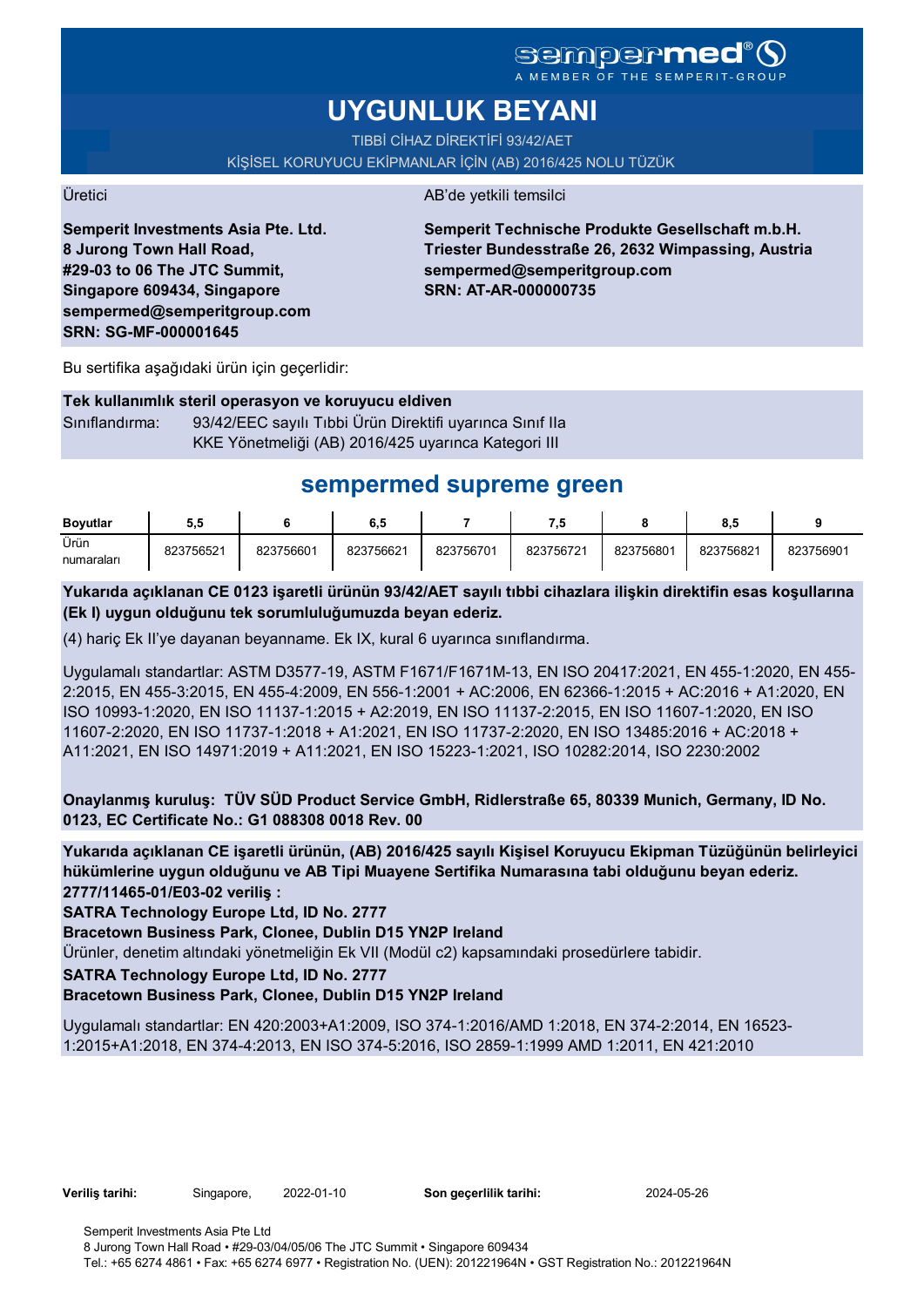sempermed®
A MEMBER OF THE SEMPERIT-GROUP

# UYGUNLUK BEYANI

TIBBİ CİHAZ DİREKTİFİ 93/42/AET
KİŞİSEL KORUYUCU EKİPMANLAR İÇİN (AB) 2016/425 NOLU TÜZÜK

Üretici

**Semperit Investments Asia Pte. Ltd.**
**8 Jurong Town Hall Road,**
**#29-03 to 06 The JTC Summit,**
**Singapore 609434, Singapore**
**sempermed@semperitgroup.com**
**SRN: SG-MF-000001645**

AB'de yetkili temsilci

**Semperit Technische Produkte Gesellschaft m.b.H.**
**Triester Bundesstraße 26, 2632 Wimpassing, Austria**
**sempermed@semperitgroup.com**
**SRN: AT-AR-000000735**

Bu sertifika aşağıdaki ürün için geçerlidir:

**Tek kullanımlık steril operasyon ve koruyucu eldiven**

Sınıflandırma: 93/42/EEC sayılı Tıbbi Ürün Direktifi uyarınca Sınıf IIa
KKE Yönetmeliği (AB) 2016/425 uyarınca Kategori III

## sempermed supreme green

| Boyutlar | 5,5 | 6 | 6,5 | 7 | 7,5 | 8 | 8,5 | 9 |
|---|---|---|---|---|---|---|---|---|
| Ürün numaraları | 823756521 | 823756601 | 823756621 | 823756701 | 823756721 | 823756801 | 823756821 | 823756901 |

**Yukarıda açıklanan CE 0123 işaretli ürünün 93/42/AET sayılı tıbbi cihazlara ilişkin direktifin esas koşullarına (Ek I) uygun olduğunu tek sorumluluğumuzda beyan ederiz.**

(4) hariç Ek II'ye dayanan beyanname. Ek IX, kural 6 uyarınca sınıflandırma.

Uygulamalı standartlar: ASTM D3577-19, ASTM F1671/F1671M-13, EN ISO 20417:2021, EN 455-1:2020, EN 455-2:2015, EN 455-3:2015, EN 455-4:2009, EN 556-1:2001 + AC:2006, EN 62366-1:2015 + AC:2016 + A1:2020, EN ISO 10993-1:2020, EN ISO 11137-1:2015 + A2:2019, EN ISO 11137-2:2015, EN ISO 11607-1:2020, EN ISO 11607-2:2020, EN ISO 11737-1:2018 + A1:2021, EN ISO 11737-2:2020, EN ISO 13485:2016 + AC:2018 + A11:2021, EN ISO 14971:2019 + A11:2021, EN ISO 15223-1:2021, ISO 10282:2014, ISO 2230:2002

**Onaylanmış kuruluş: TÜV SÜD Product Service GmbH, Ridlerstraße 65, 80339 Munich, Germany, ID No. 0123, EC Certificate No.: G1 088308 0018 Rev. 00**

**Yukarıda açıklanan CE işaretli ürünün, (AB) 2016/425 sayılı Kişisel Koruyucu Ekipman Tüzüğünün belirleyici hükümlerine uygun olduğunu ve AB Tipi Muayene Sertifika Numarasına tabi olduğunu beyan ederiz. 2777/11465-01/E03-02 veriliş :**

**SATRA Technology Europe Ltd, ID No. 2777**

**Bracetown Business Park, Clonee, Dublin D15 YN2P Ireland**

Ürünler, denetim altındaki yönetmeliğin Ek VII (Modül c2) kapsamındaki prosedürlere tabidir.

**SATRA Technology Europe Ltd, ID No. 2777**

**Bracetown Business Park, Clonee, Dublin D15 YN2P Ireland**

Uygulamalı standartlar: EN 420:2003+A1:2009, ISO 374-1:2016/AMD 1:2018, EN 374-2:2014, EN 16523-1:2015+A1:2018, EN 374-4:2013, EN ISO 374-5:2016, ISO 2859-1:1999 AMD 1:2011, EN 421:2010

**Veriliş tarihi:** Singapore, 2022-01-10 **Son geçerlilik tarihi:** 2024-05-26

Semperit Investments Asia Pte Ltd
8 Jurong Town Hall Road • #29-03/04/05/06 The JTC Summit • Singapore 609434
Tel.: +65 6274 4861 • Fax: +65 6274 6977 • Registration No. (UEN): 201221964N • GST Registration No.: 201221964N